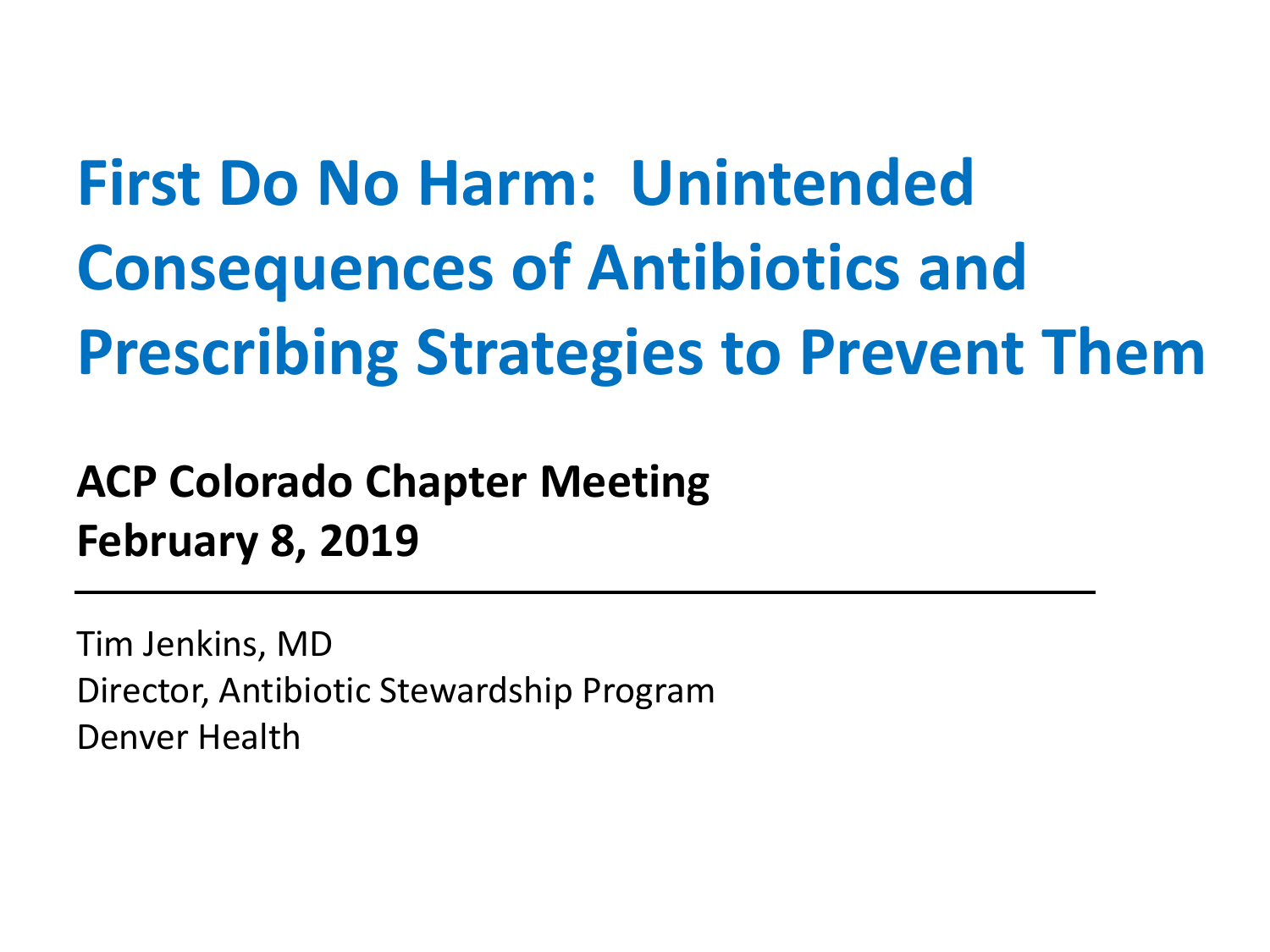# First Do No Harm: Unintended Consequences of Antibiotics and Prescribing Strategies to Prevent Them

**ACP Colorado Chapter Meeting**
**February 8, 2019**

---

Tim Jenkins, MD
Director, Antibiotic Stewardship Program
Denver Health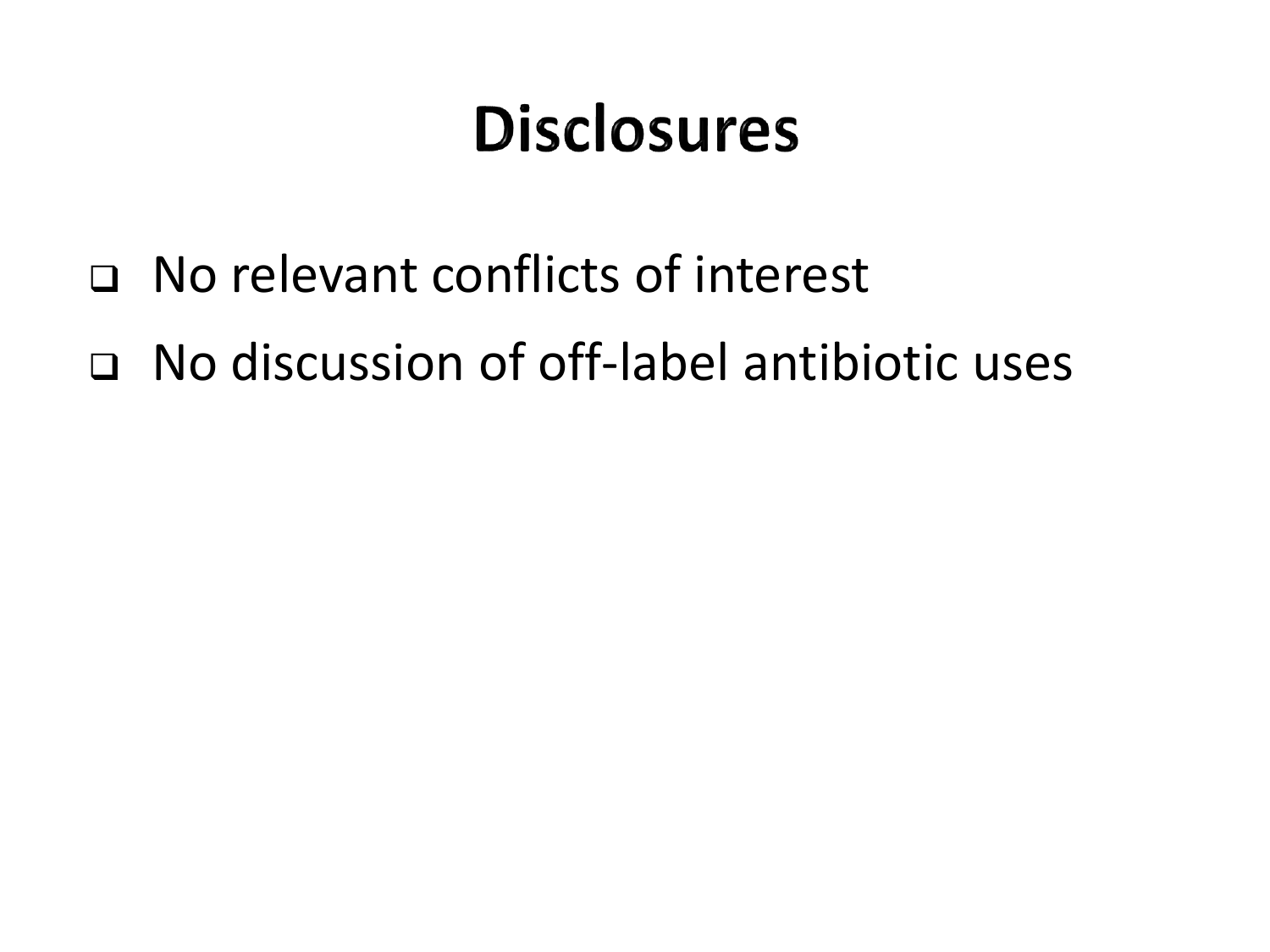# Disclosures

- No relevant conflicts of interest
- No discussion of off-label antibiotic uses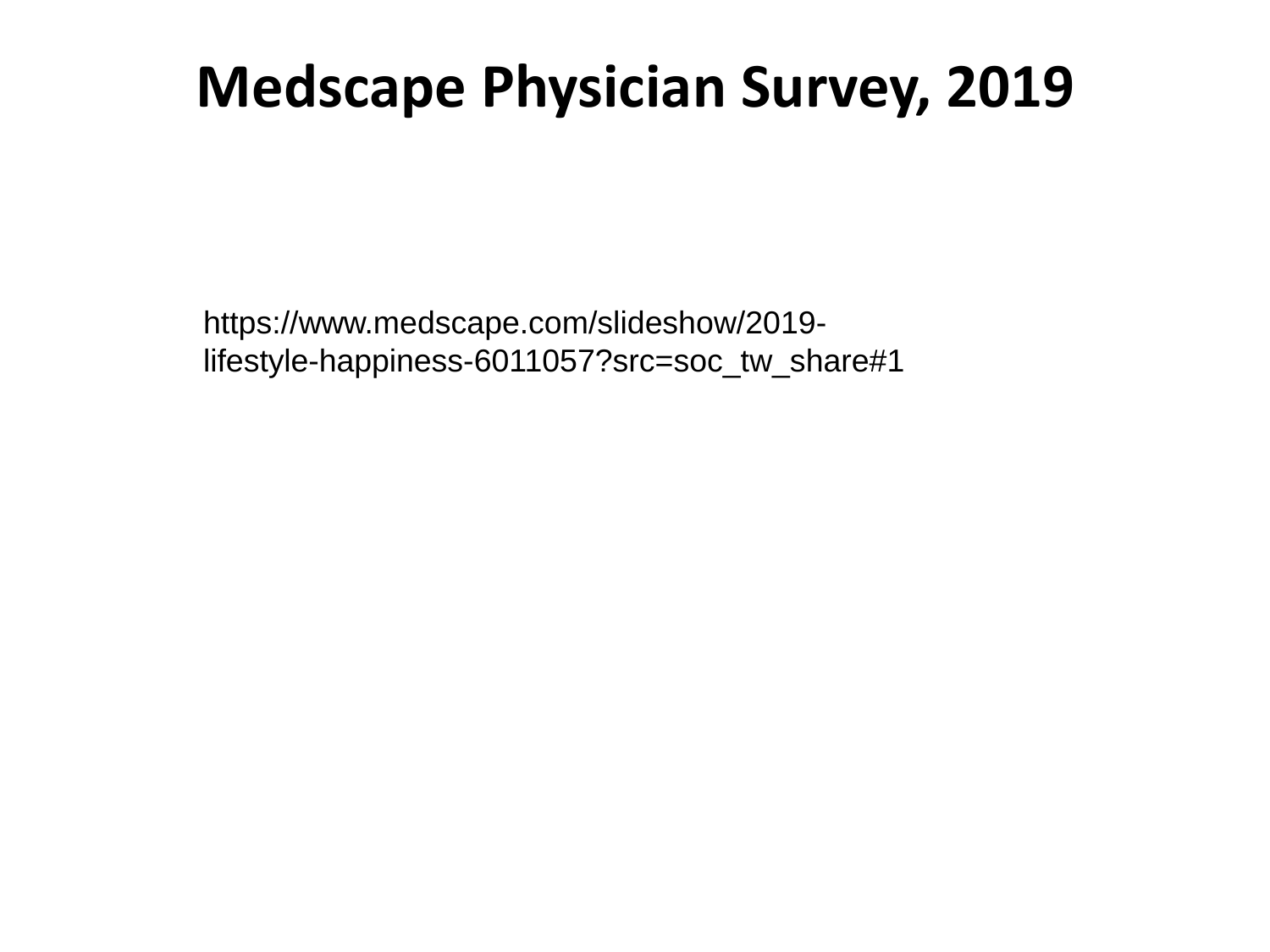# Medscape Physician Survey, 2019

https://www.medscape.com/slideshow/2019-lifestyle-happiness-6011057?src=soc_tw_share#1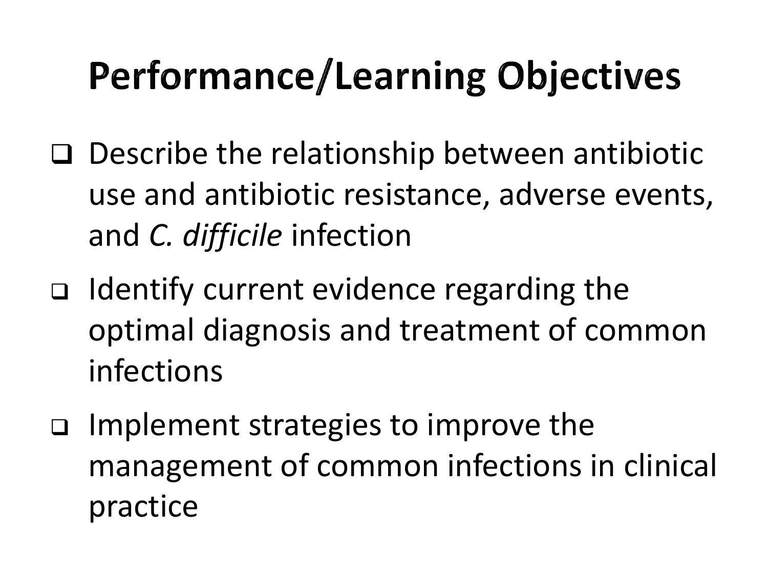# Performance/Learning Objectives

- Describe the relationship between antibiotic use and antibiotic resistance, adverse events, and *C. difficile* infection
- Identify current evidence regarding the optimal diagnosis and treatment of common infections
- Implement strategies to improve the management of common infections in clinical practice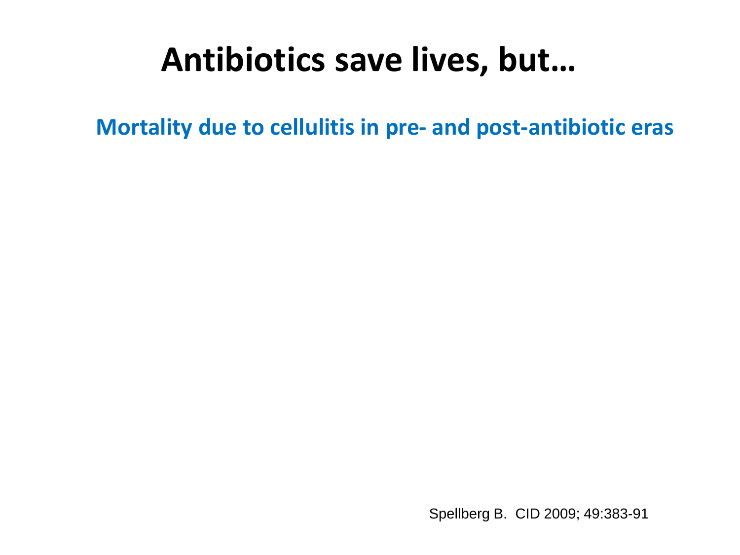# Antibiotics save lives, but…

## Mortality due to cellulitis in pre- and post-antibiotic eras

Spellberg B. CID 2009; 49:383-91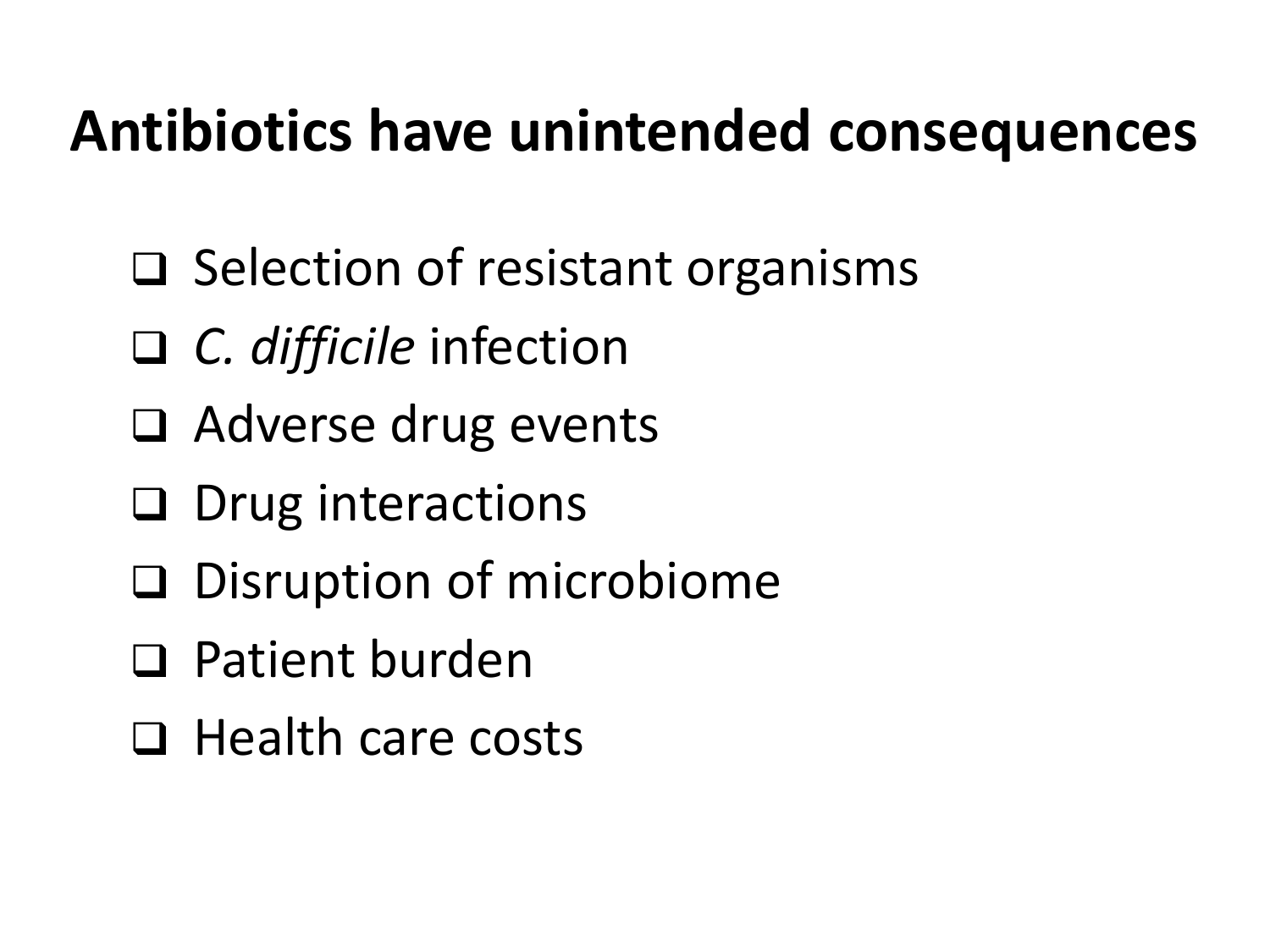# Antibiotics have unintended consequences

- Selection of resistant organisms
- *C. difficile* infection
- Adverse drug events
- Drug interactions
- Disruption of microbiome
- Patient burden
- Health care costs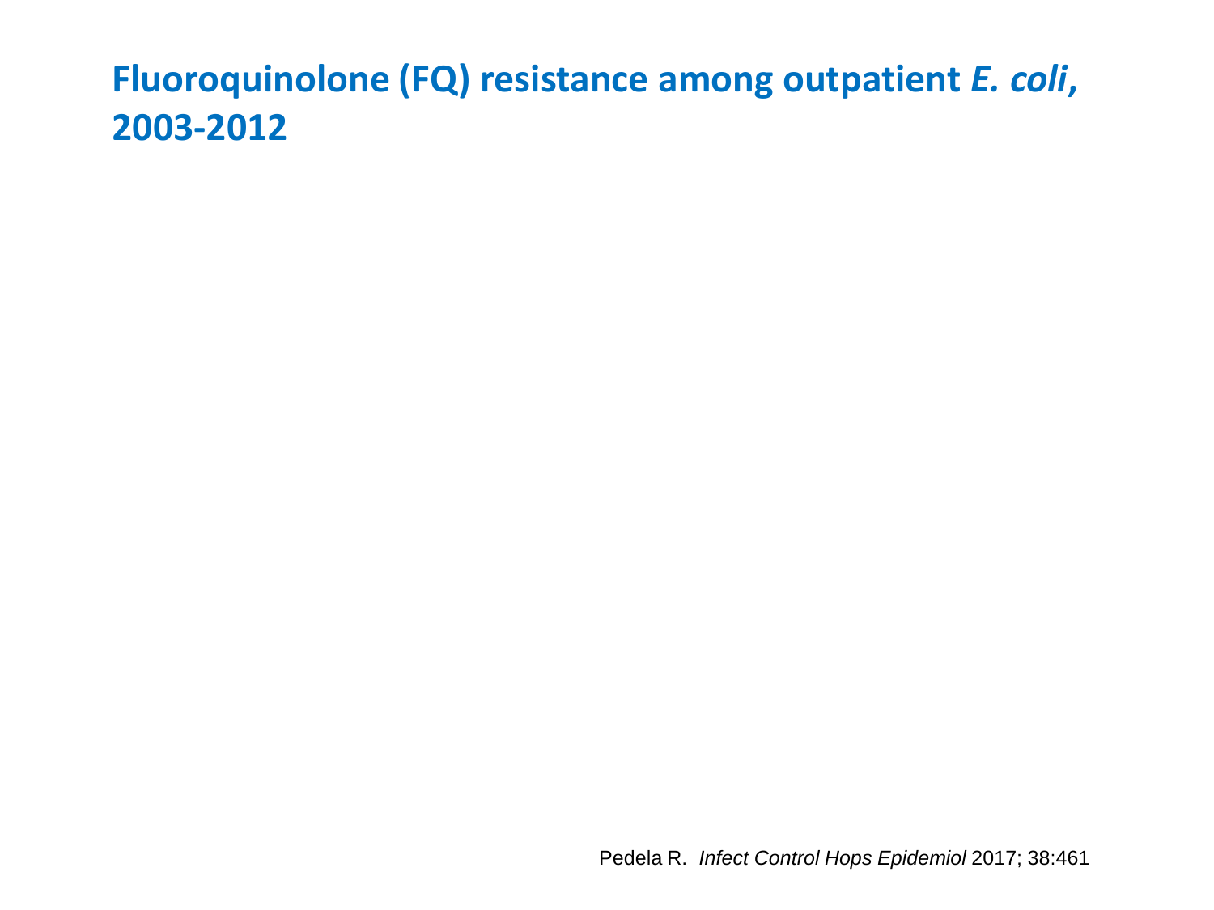# Fluoroquinolone (FQ) resistance among outpatient *E. coli*, 2003-2012

Pedela R. *Infect Control Hops Epidemiol* 2017; 38:461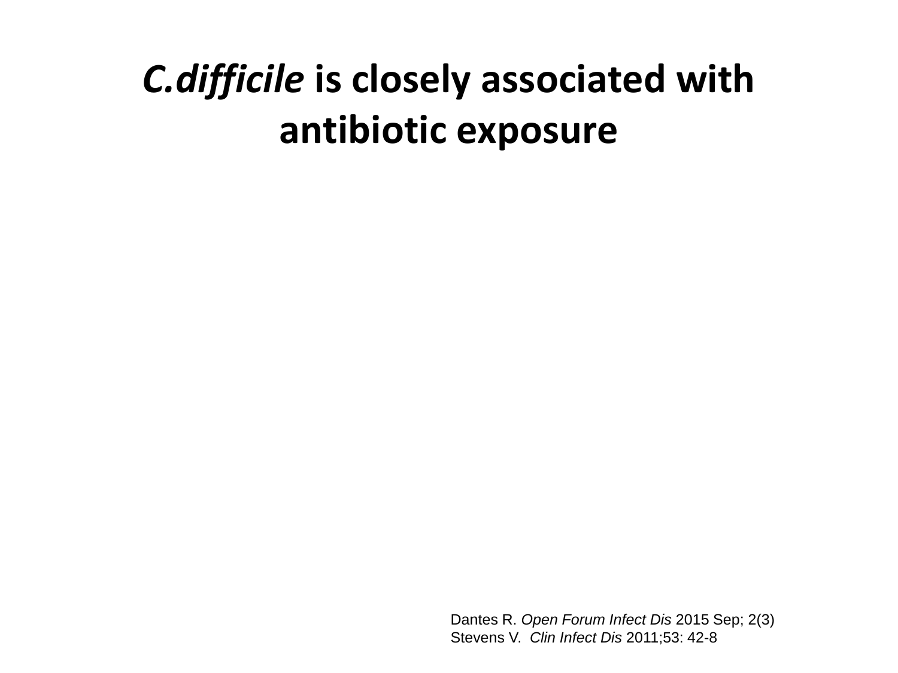# *C.difficile* is closely associated with antibiotic exposure

Dantes R. *Open Forum Infect Dis* 2015 Sep; 2(3)
Stevens V. *Clin Infect Dis* 2011;53: 42-8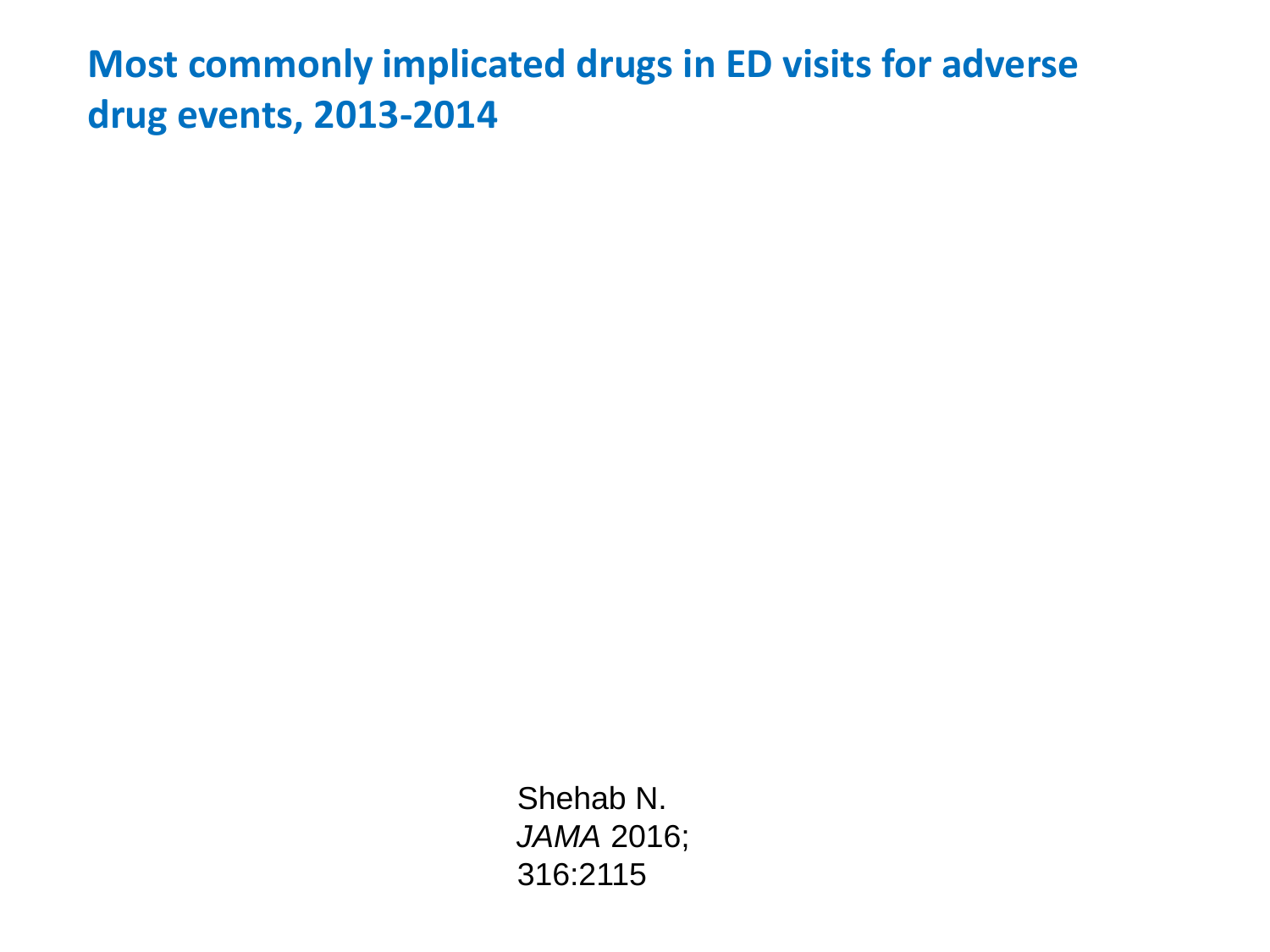# Most commonly implicated drugs in ED visits for adverse drug events, 2013-2014

Shehab N.
*JAMA* 2016;
316:2115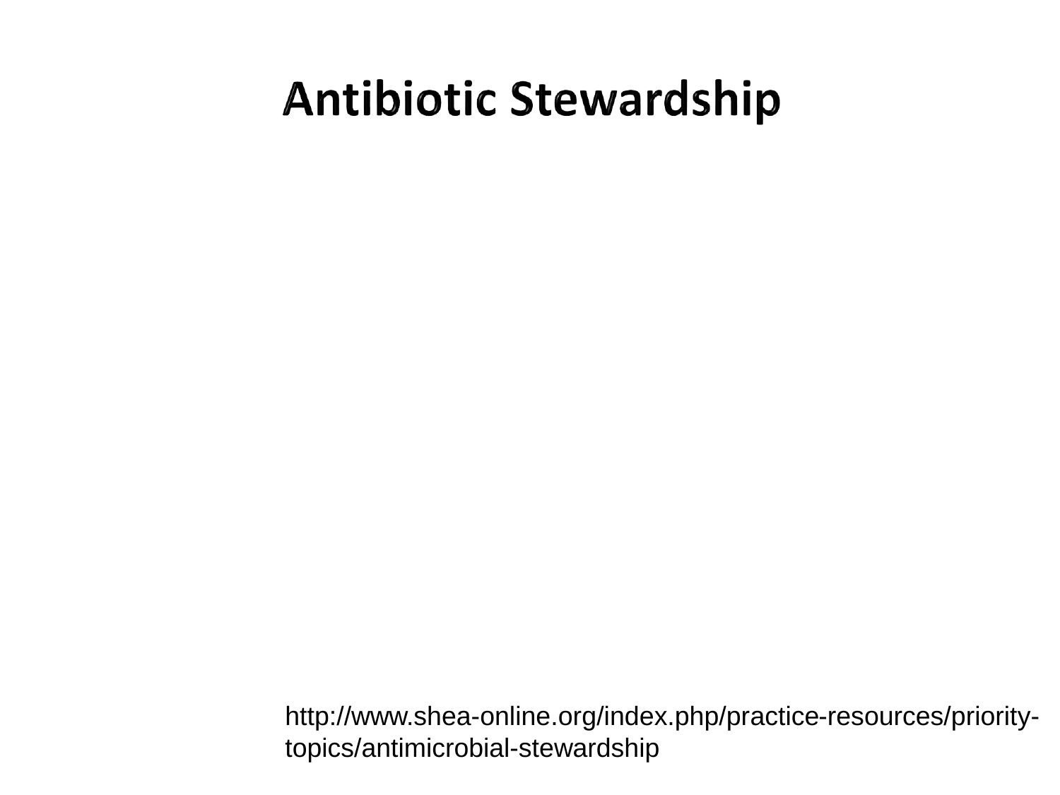# Antibiotic Stewardship

http://www.shea-online.org/index.php/practice-resources/priority-topics/antimicrobial-stewardship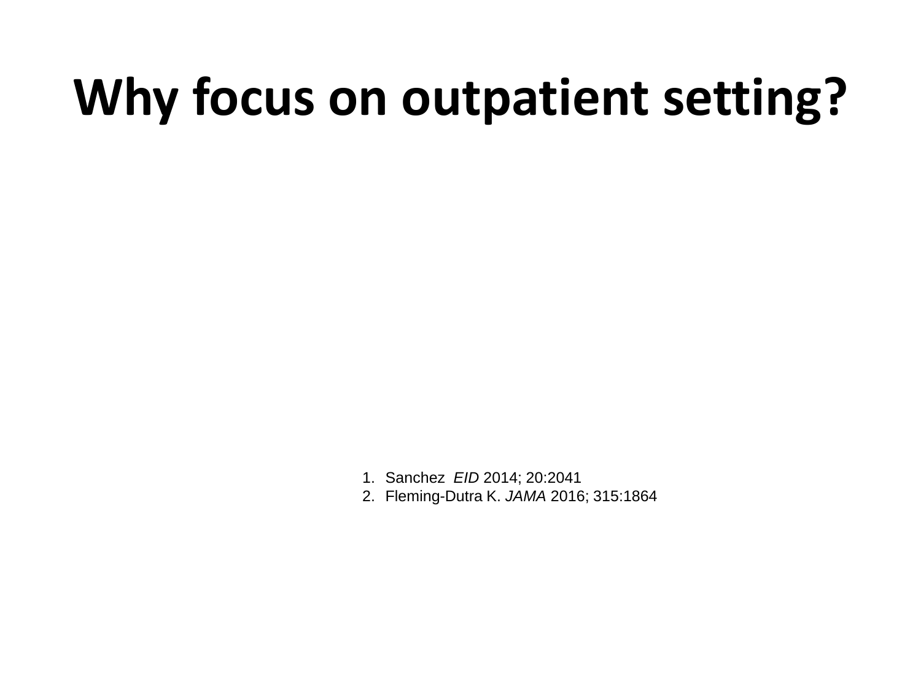# Why focus on outpatient setting?

1. Sanchez *EID* 2014; 20:2041
2. Fleming-Dutra K. *JAMA* 2016; 315:1864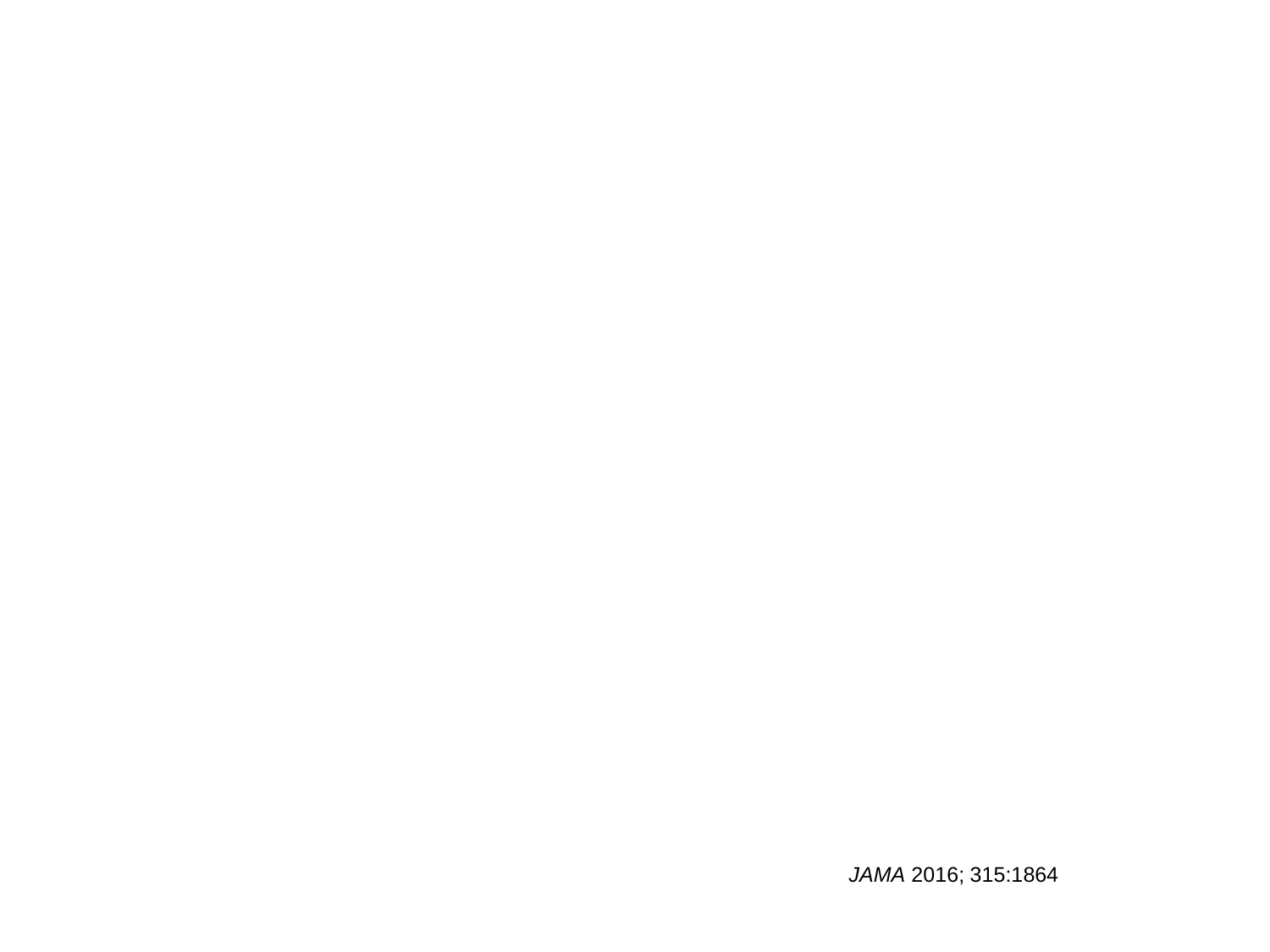*JAMA* 2016; 315:1864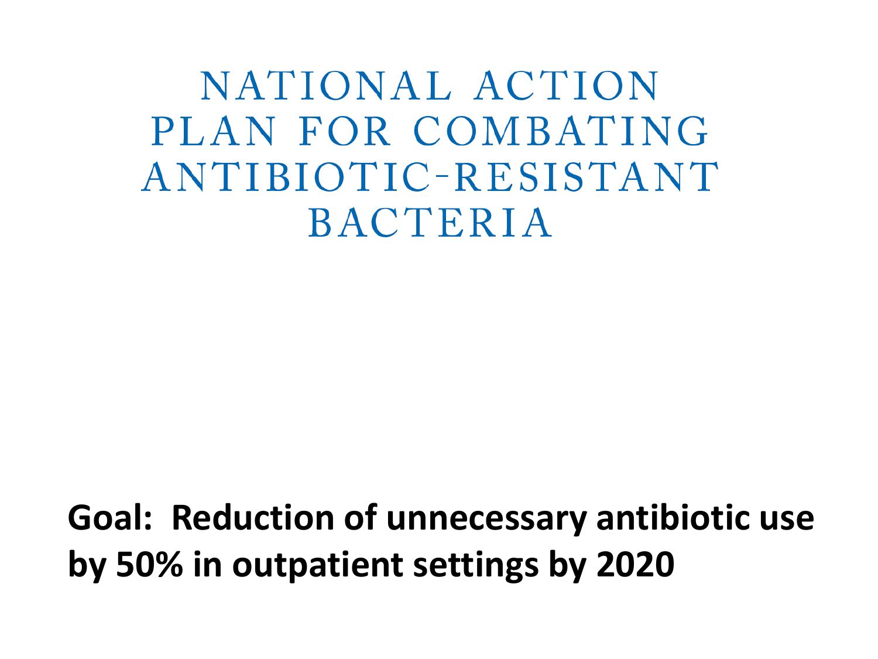# NATIONAL ACTION PLAN FOR COMBATING ANTIBIOTIC-RESISTANT BACTERIA

**Goal: Reduction of unnecessary antibiotic use by 50% in outpatient settings by 2020**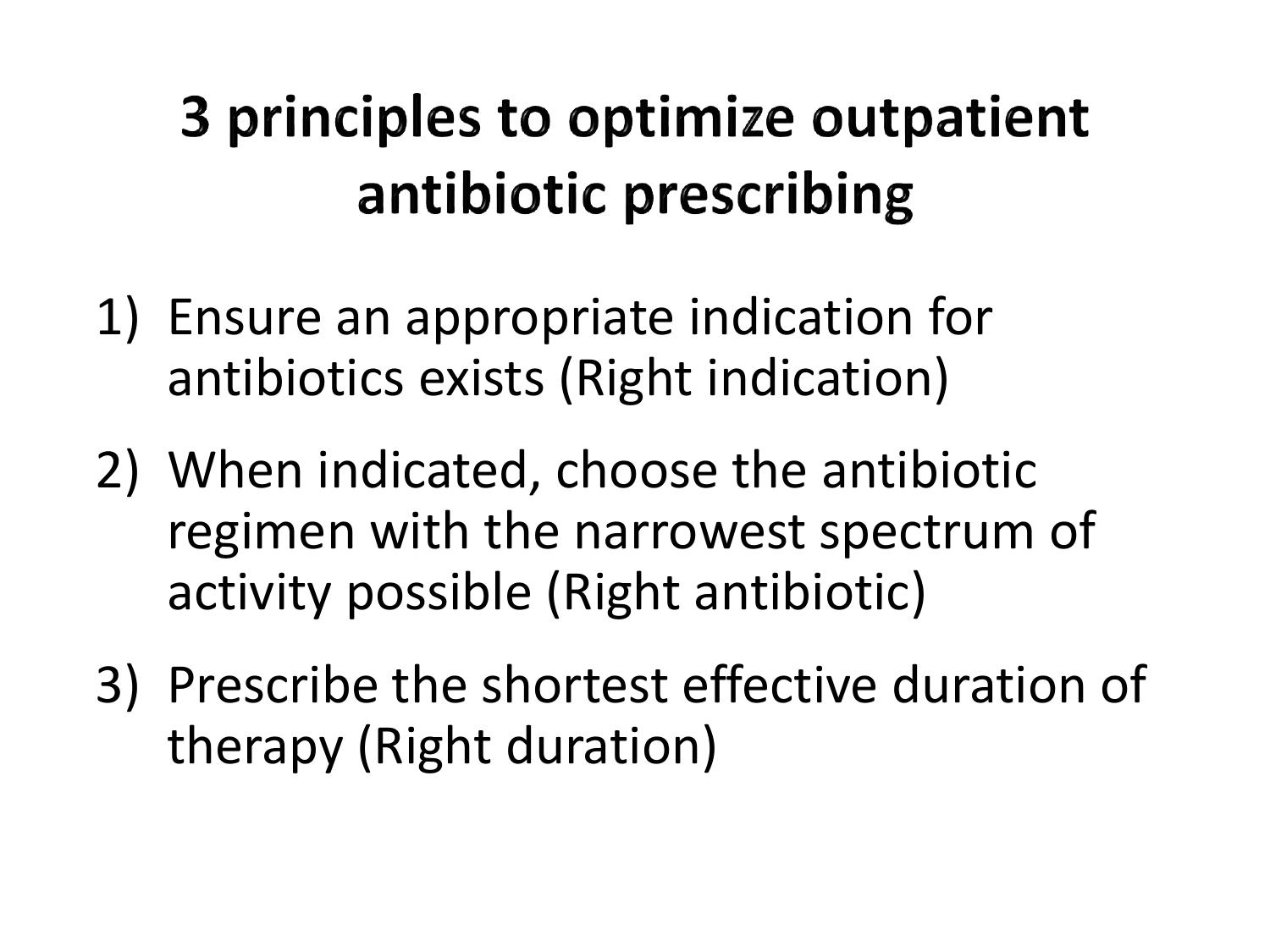# 3 principles to optimize outpatient antibiotic prescribing

1) Ensure an appropriate indication for antibiotics exists (Right indication)
2) When indicated, choose the antibiotic regimen with the narrowest spectrum of activity possible (Right antibiotic)
3) Prescribe the shortest effective duration of therapy (Right duration)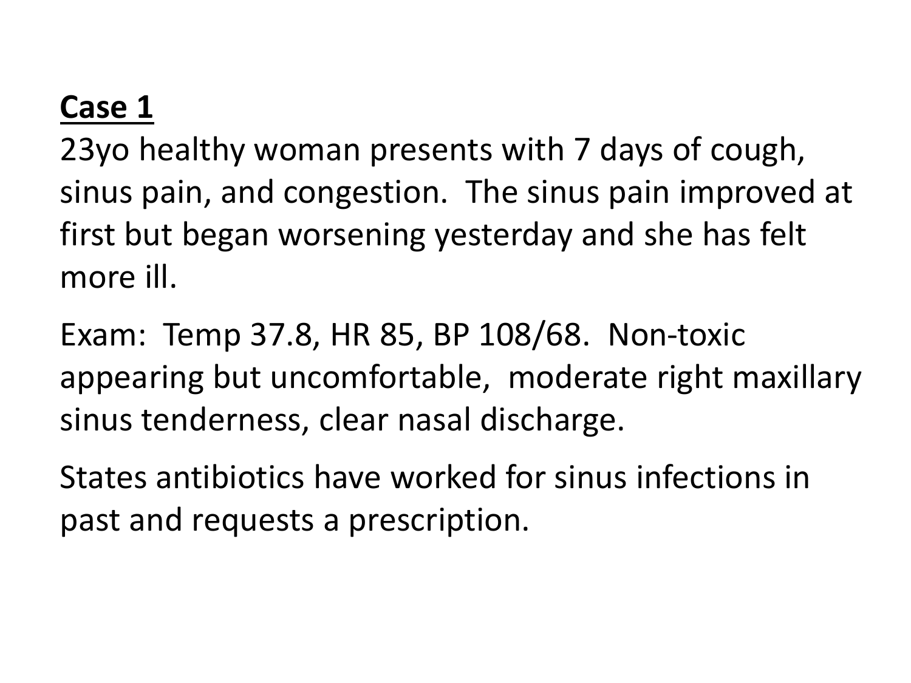**Case 1**

23yo healthy woman presents with 7 days of cough, sinus pain, and congestion. The sinus pain improved at first but began worsening yesterday and she has felt more ill.

Exam: Temp 37.8, HR 85, BP 108/68. Non-toxic appearing but uncomfortable, moderate right maxillary sinus tenderness, clear nasal discharge.

States antibiotics have worked for sinus infections in past and requests a prescription.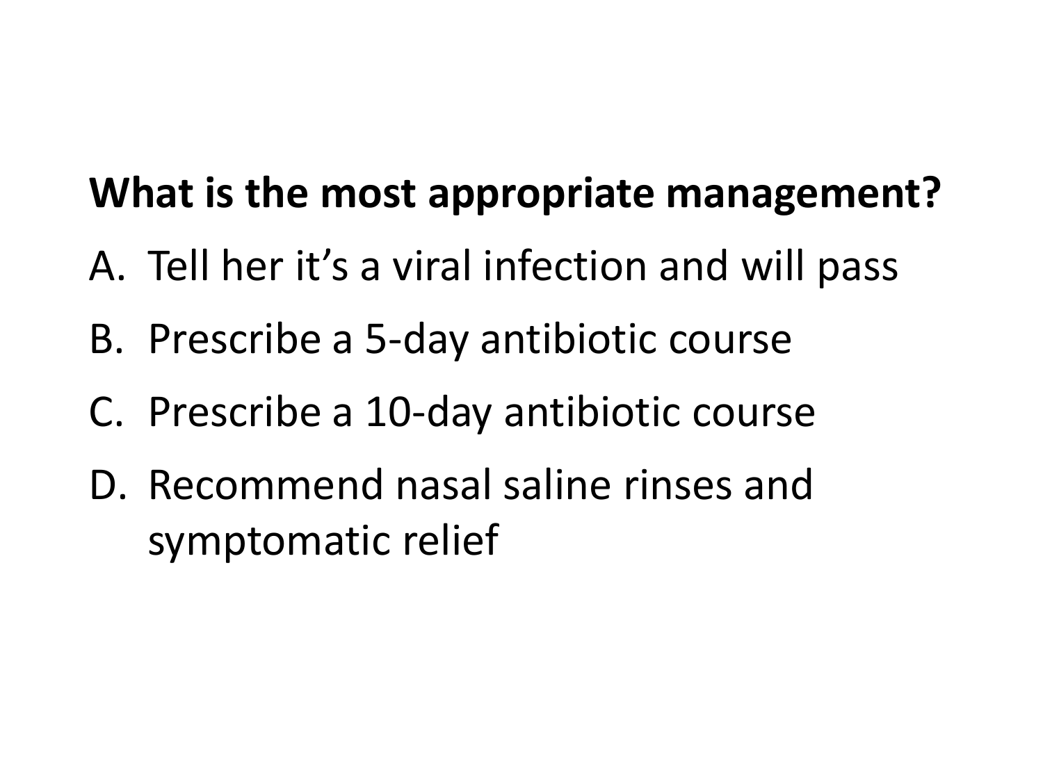**What is the most appropriate management?**

A. Tell her it’s a viral infection and will pass
B. Prescribe a 5-day antibiotic course
C. Prescribe a 10-day antibiotic course
D. Recommend nasal saline rinses and symptomatic relief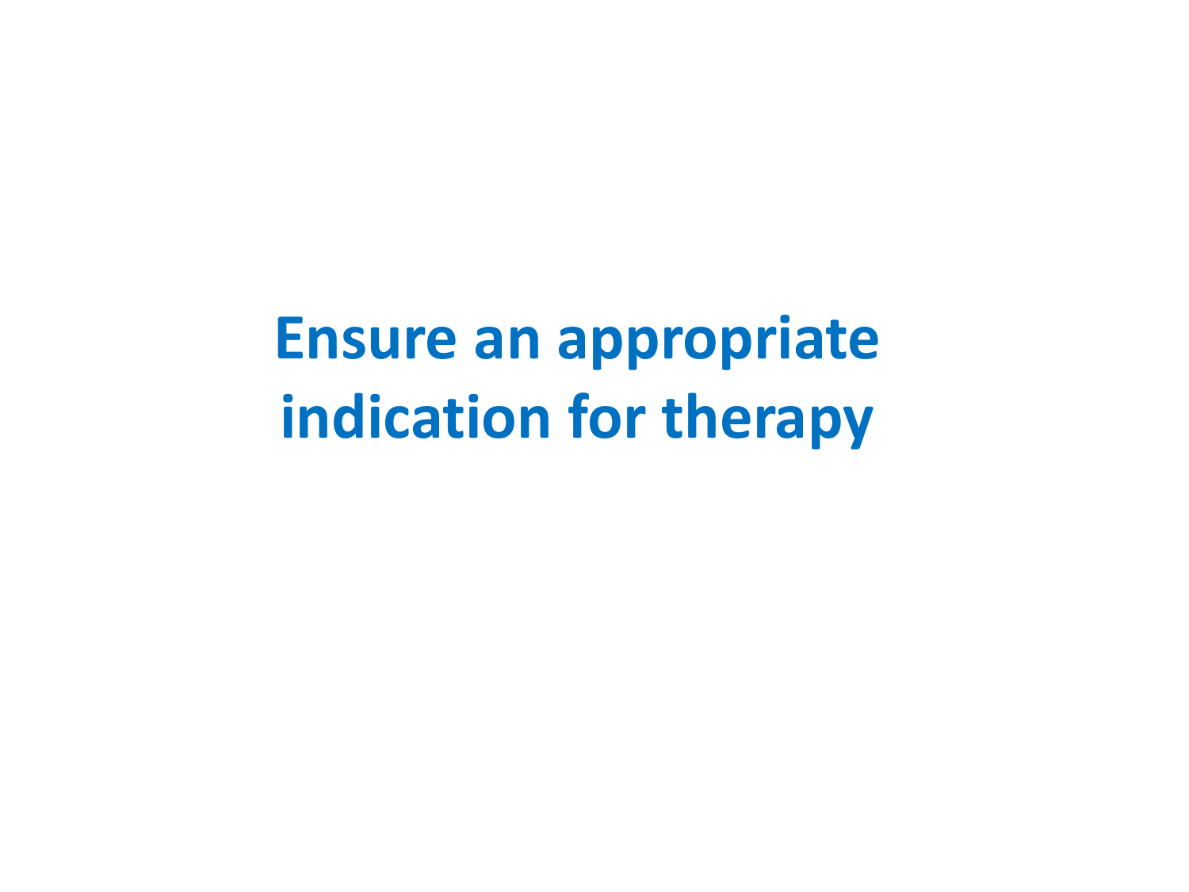# Ensure an appropriate indication for therapy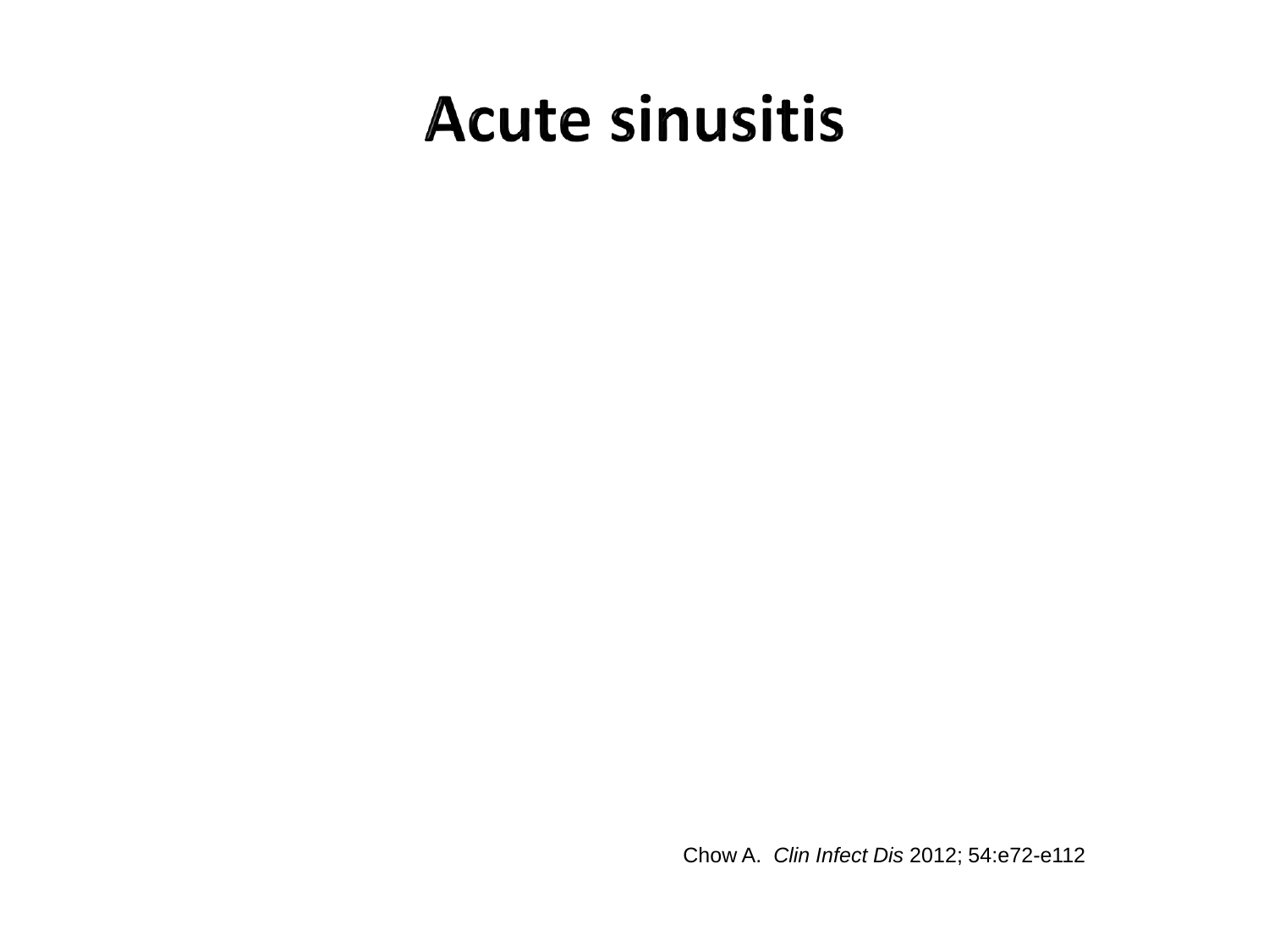# Acute sinusitis

Chow A. *Clin Infect Dis* 2012; 54:e72-e112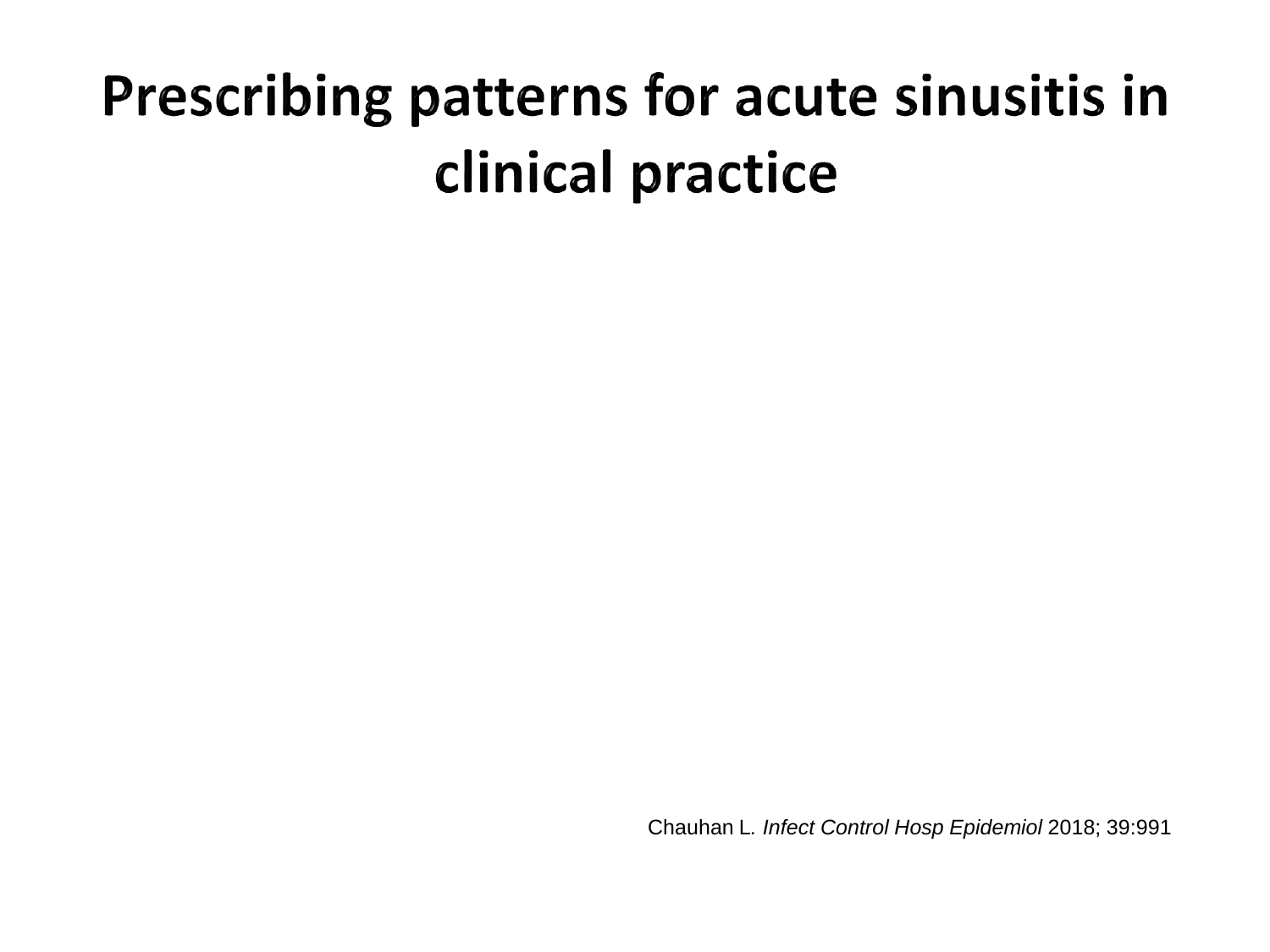# Prescribing patterns for acute sinusitis in clinical practice

Chauhan L. *Infect Control Hosp Epidemiol* 2018; 39:991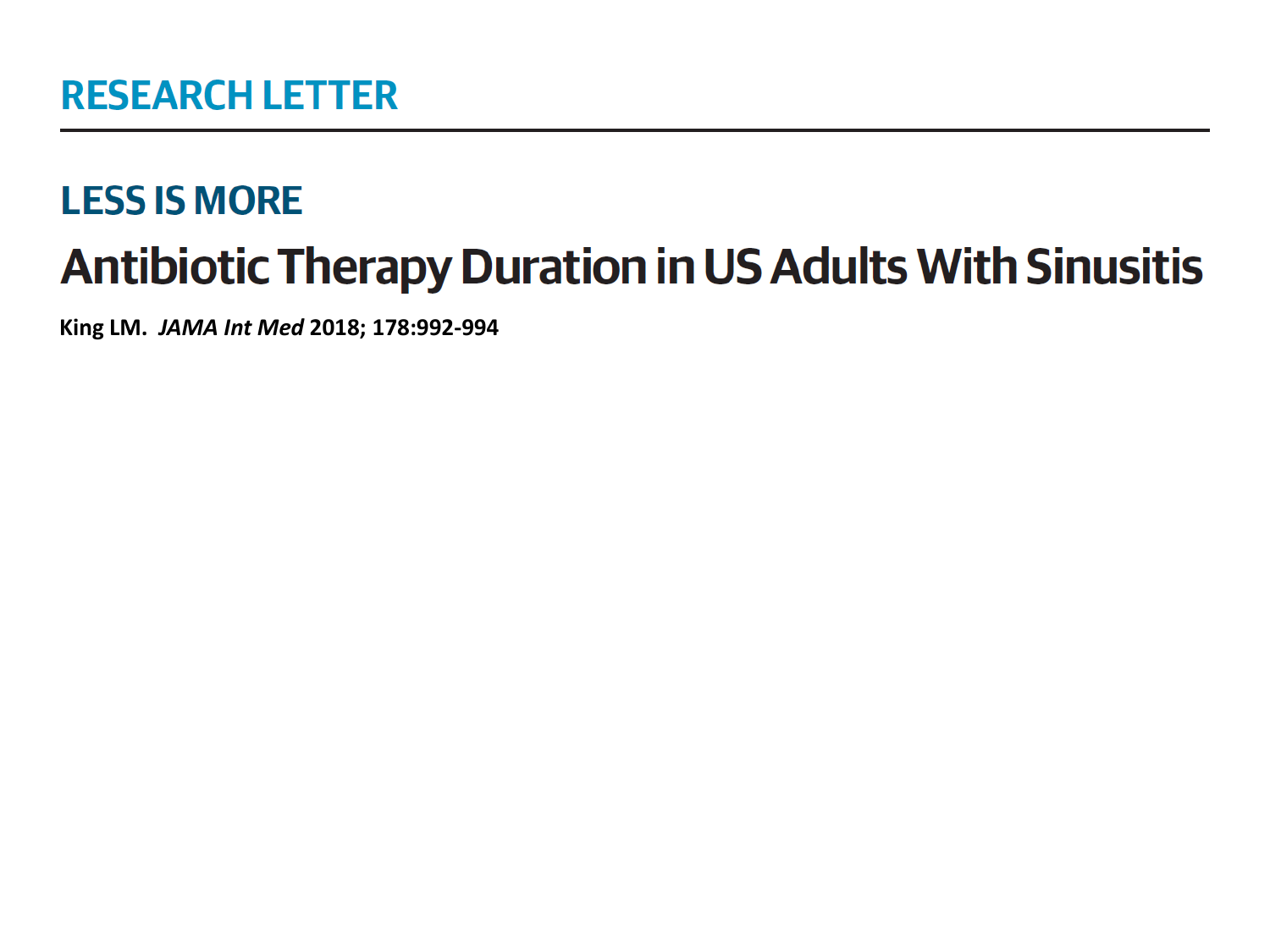## RESEARCH LETTER

### LESS IS MORE

# Antibiotic Therapy Duration in US Adults With Sinusitis

**King LM.** ***JAMA Int Med*** **2018; 178:992-994**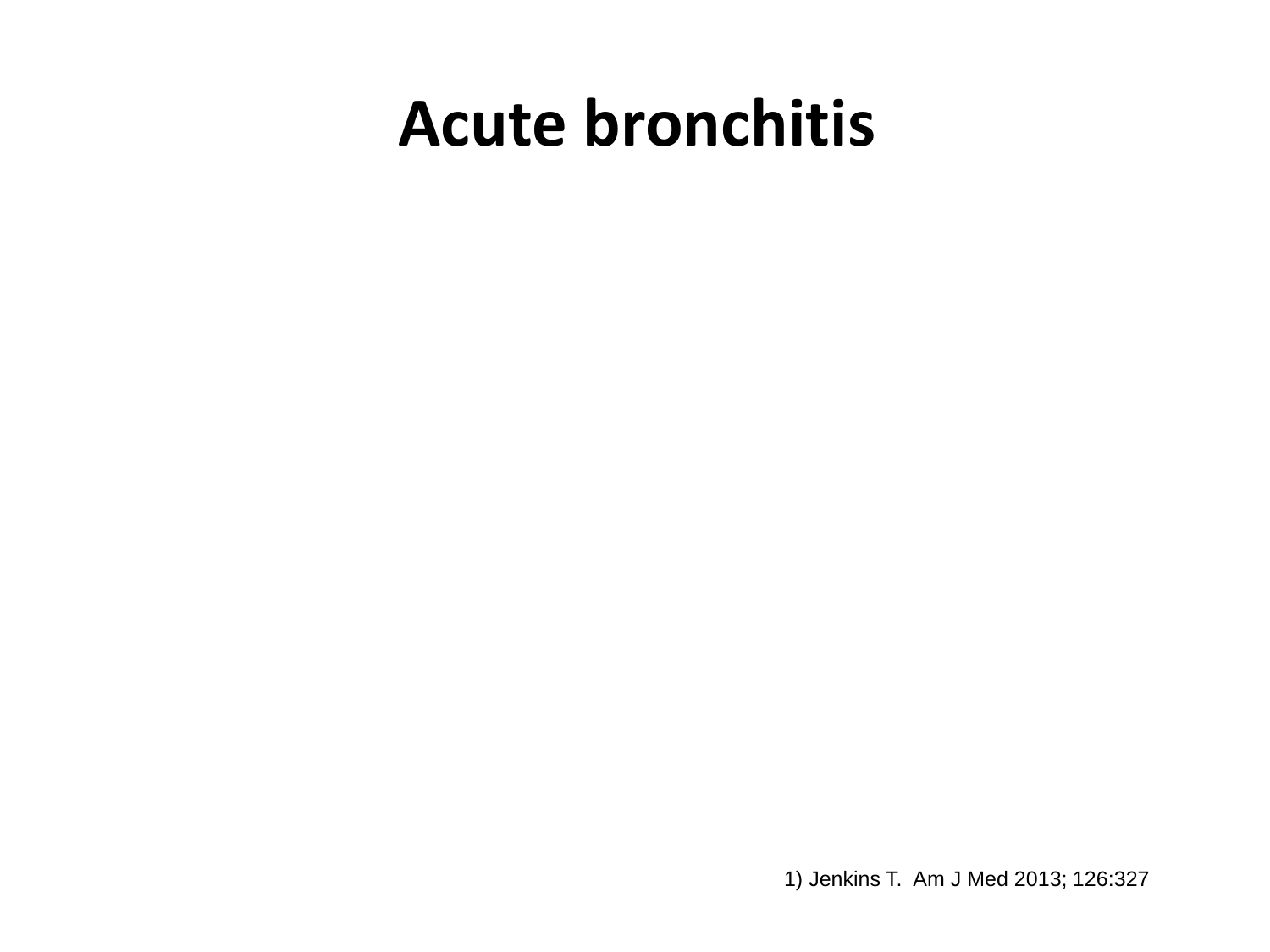# Acute bronchitis

1) Jenkins T. Am J Med 2013; 126:327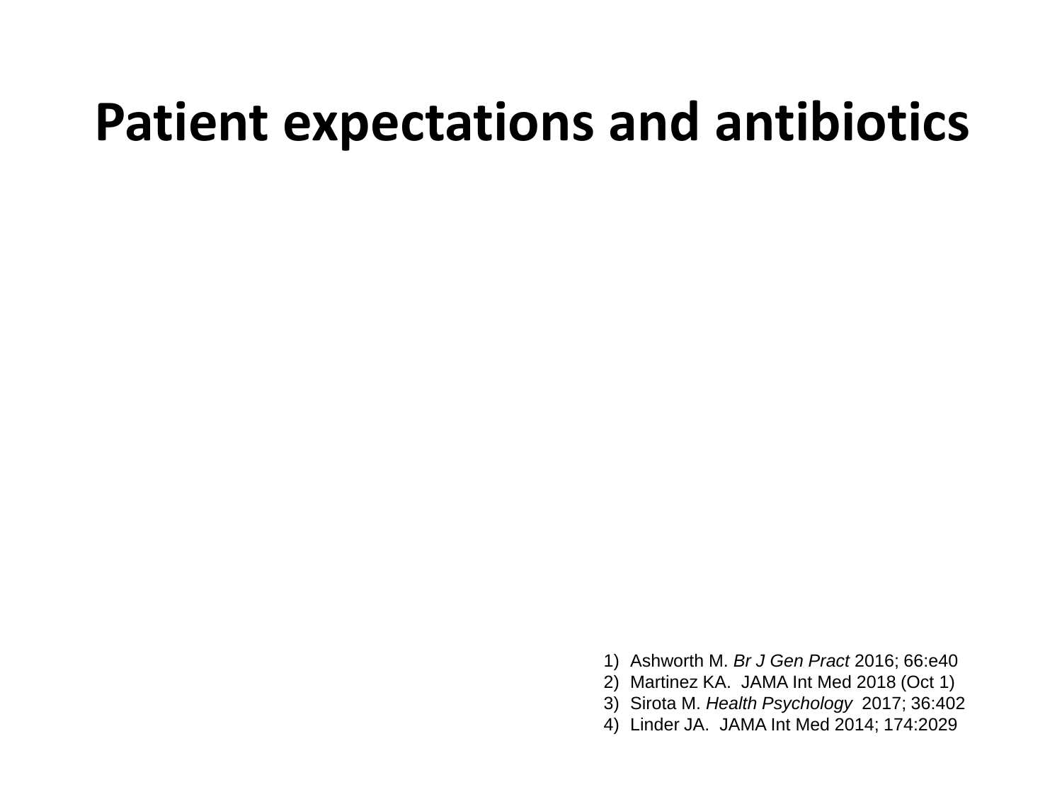# Patient expectations and antibiotics

1) Ashworth M. *Br J Gen Pract* 2016; 66:e40
2) Martinez KA. JAMA Int Med 2018 (Oct 1)
3) Sirota M. *Health Psychology* 2017; 36:402
4) Linder JA. JAMA Int Med 2014; 174:2029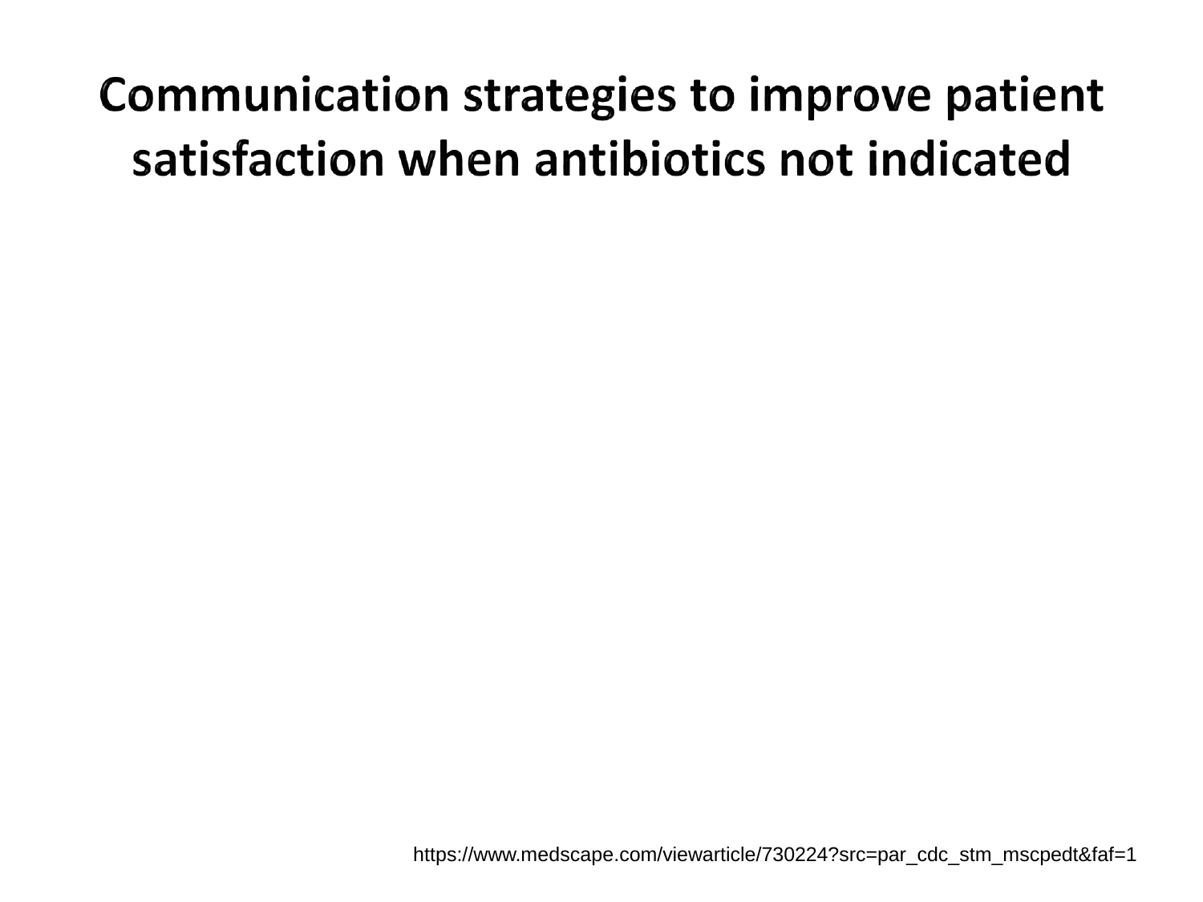# Communication strategies to improve patient satisfaction when antibiotics not indicated

https://www.medscape.com/viewarticle/730224?src=par_cdc_stm_mscpedt&faf=1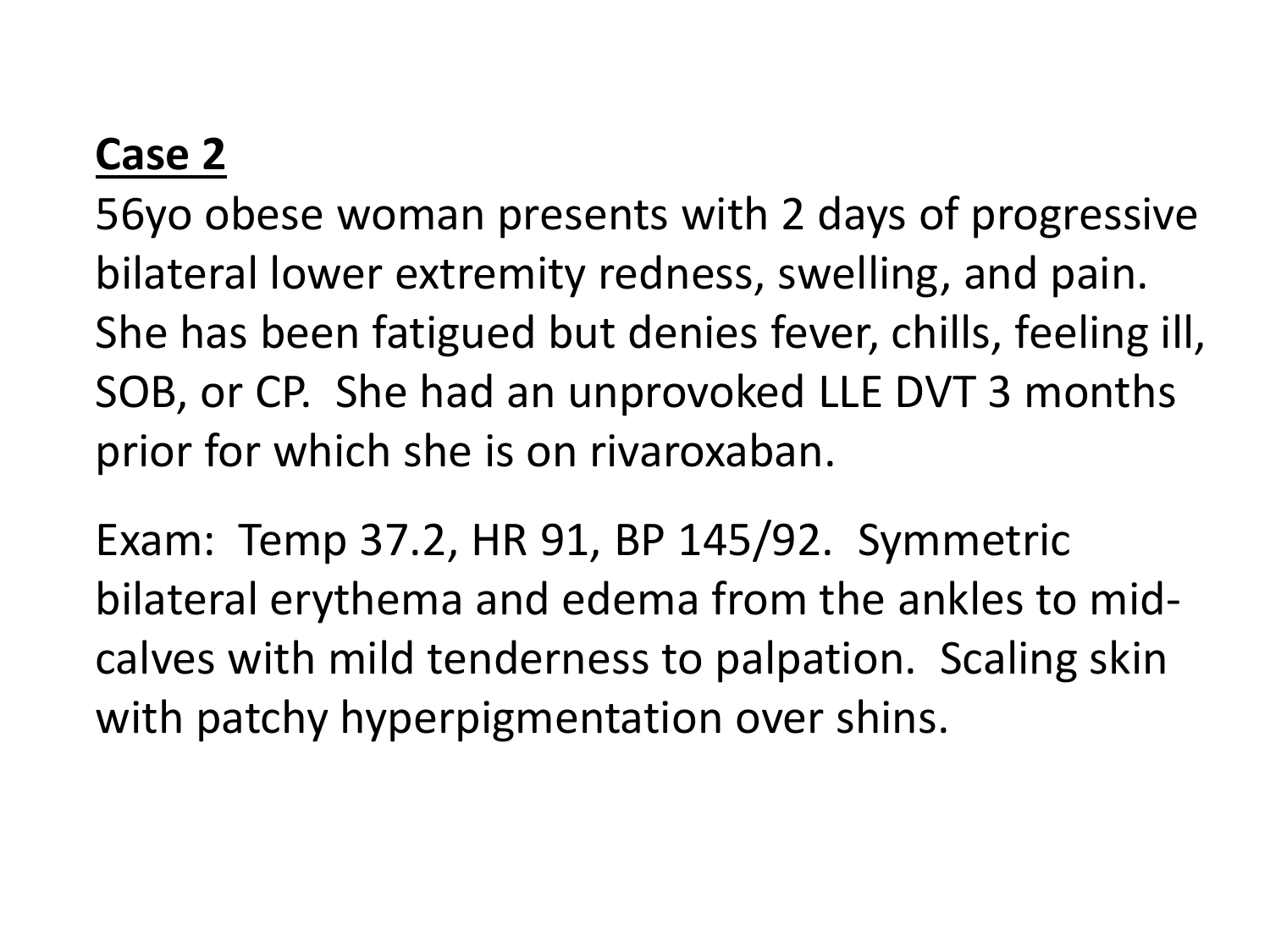## Case 2

56yo obese woman presents with 2 days of progressive bilateral lower extremity redness, swelling, and pain. She has been fatigued but denies fever, chills, feeling ill, SOB, or CP. She had an unprovoked LLE DVT 3 months prior for which she is on rivaroxaban.

Exam: Temp 37.2, HR 91, BP 145/92. Symmetric bilateral erythema and edema from the ankles to mid-calves with mild tenderness to palpation. Scaling skin with patchy hyperpigmentation over shins.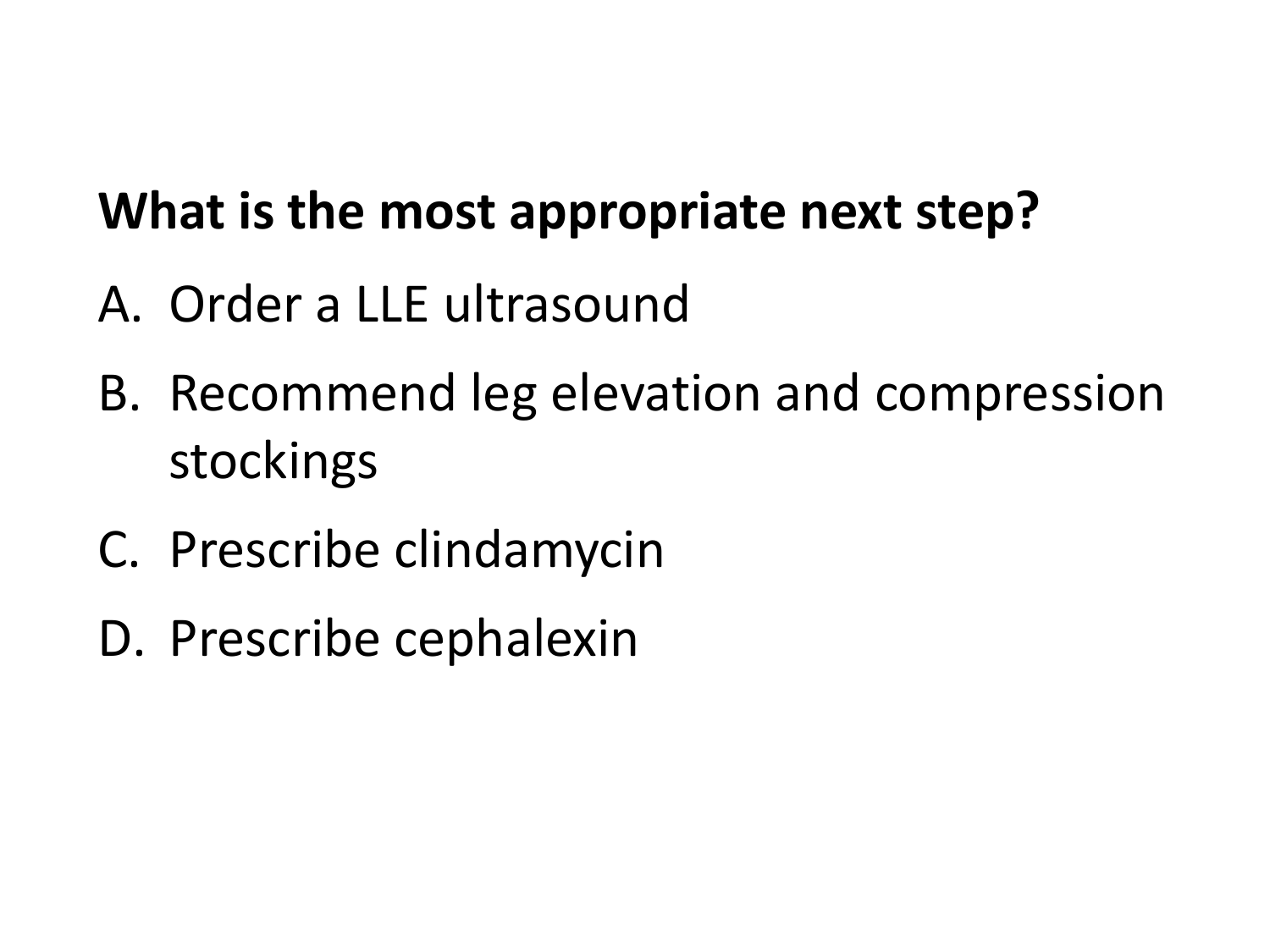**What is the most appropriate next step?**

A. Order a LLE ultrasound
B. Recommend leg elevation and compression stockings
C. Prescribe clindamycin
D. Prescribe cephalexin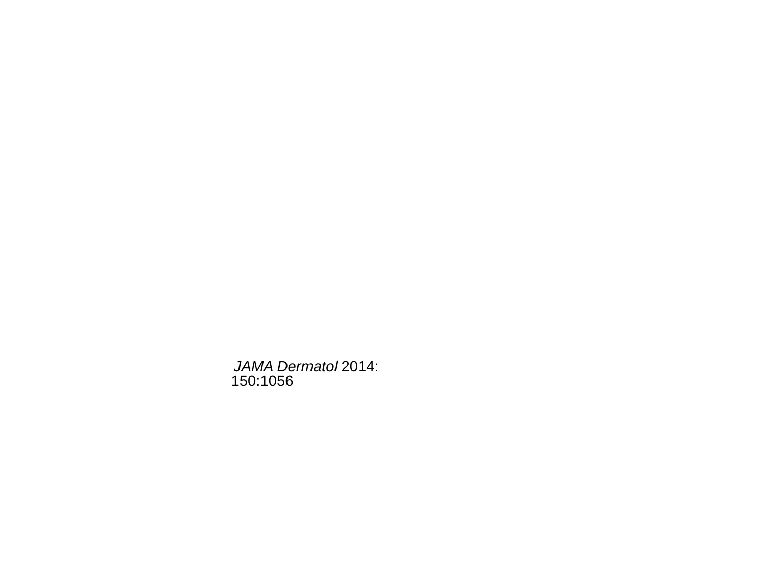*JAMA Dermatol* 2014: 150:1056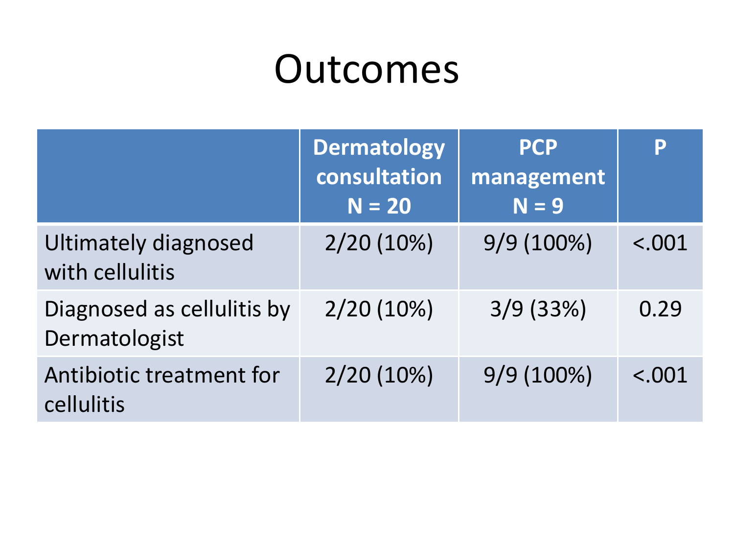# Outcomes

| | Dermatology consultation N = 20 | PCP management N = 9 | P |
|---|---|---|---|
| Ultimately diagnosed with cellulitis | 2/20 (10%) | 9/9 (100%) | <.001 |
| Diagnosed as cellulitis by Dermatologist | 2/20 (10%) | 3/9 (33%) | 0.29 |
| Antibiotic treatment for cellulitis | 2/20 (10%) | 9/9 (100%) | <.001 |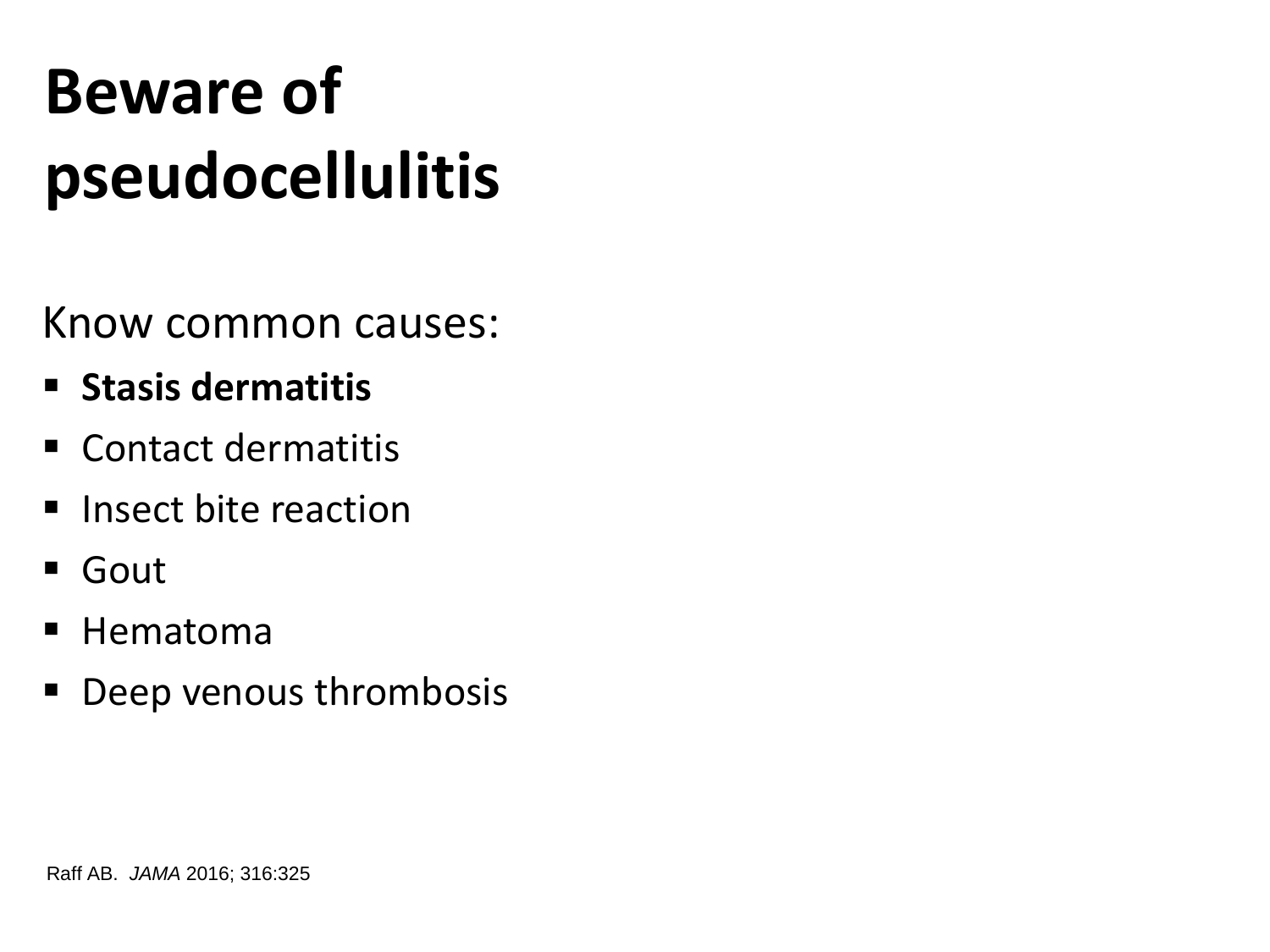# Beware of pseudocellulitis

Know common causes:

- **Stasis dermatitis**
- Contact dermatitis
- Insect bite reaction
- Gout
- Hematoma
- Deep venous thrombosis

Raff AB. *JAMA* 2016; 316:325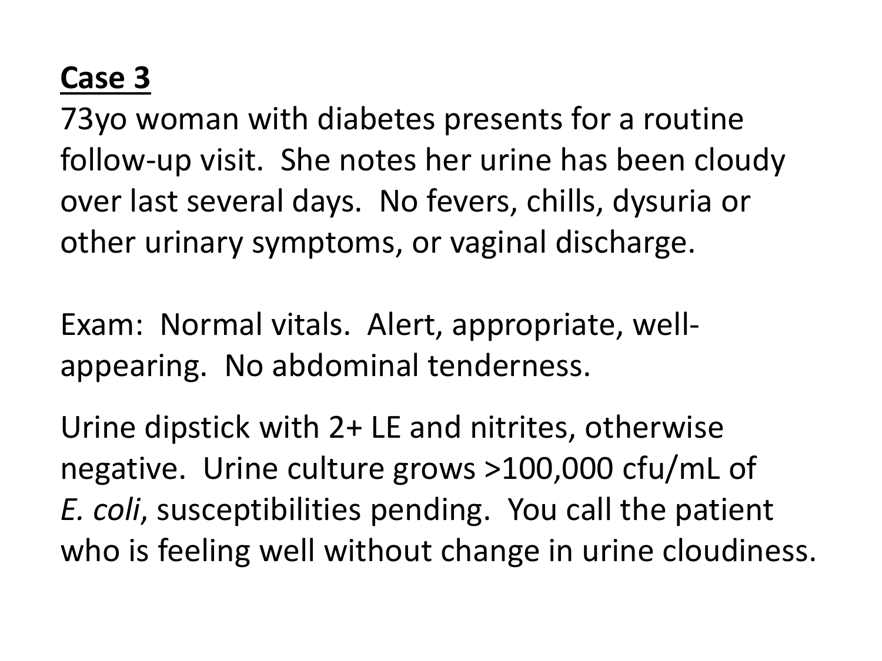**Case 3**

73yo woman with diabetes presents for a routine follow-up visit. She notes her urine has been cloudy over last several days. No fevers, chills, dysuria or other urinary symptoms, or vaginal discharge.

Exam: Normal vitals. Alert, appropriate, well-appearing. No abdominal tenderness.

Urine dipstick with 2+ LE and nitrites, otherwise negative. Urine culture grows >100,000 cfu/mL of *E. coli*, susceptibilities pending. You call the patient who is feeling well without change in urine cloudiness.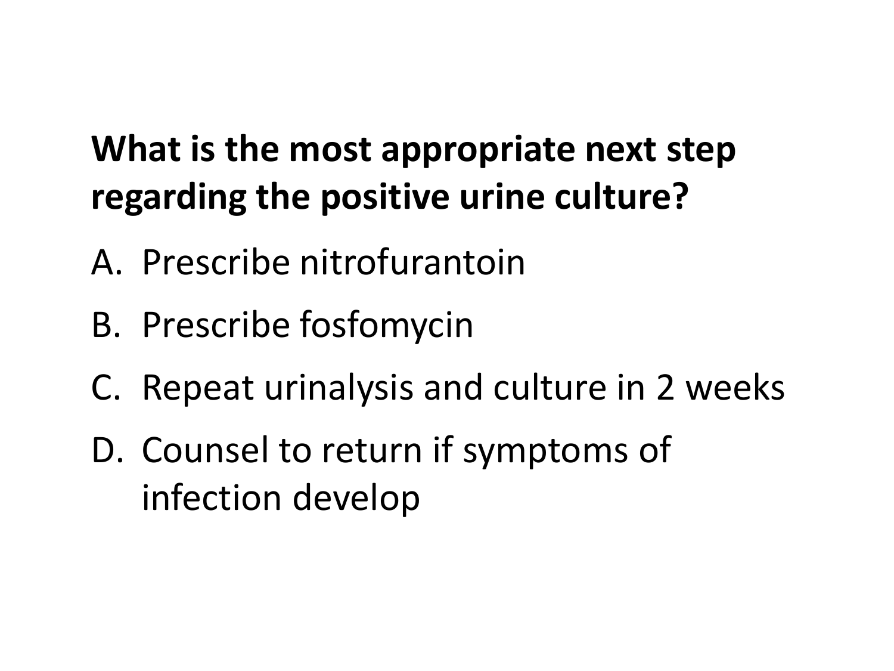**What is the most appropriate next step regarding the positive urine culture?**

A. Prescribe nitrofurantoin

B. Prescribe fosfomycin

C. Repeat urinalysis and culture in 2 weeks

D. Counsel to return if symptoms of infection develop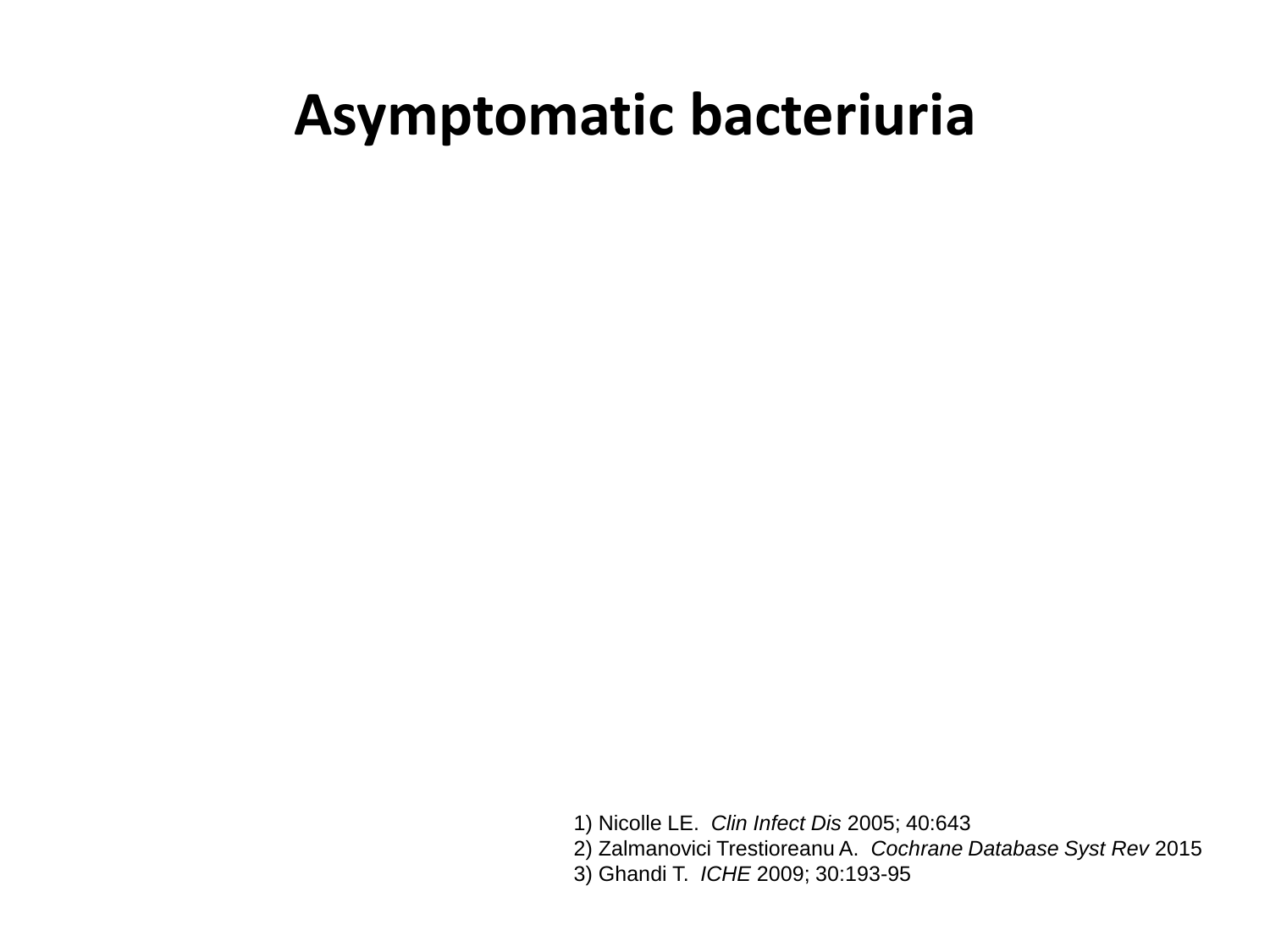# Asymptomatic bacteriuria

1) Nicolle LE. *Clin Infect Dis* 2005; 40:643
2) Zalmanovici Trestioreanu A. *Cochrane Database Syst Rev* 2015
3) Ghandi T. *ICHE* 2009; 30:193-95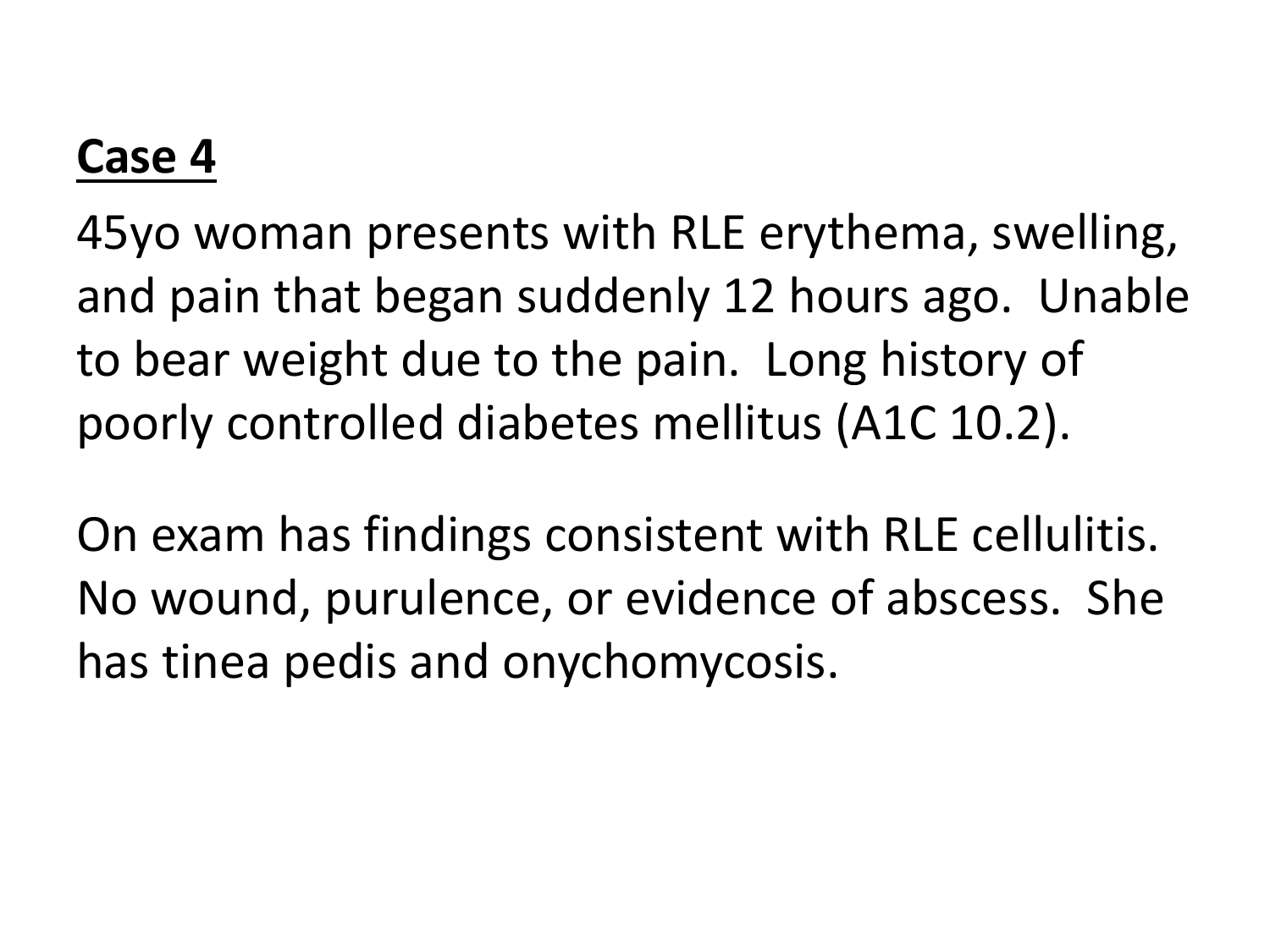## Case 4

45yo woman presents with RLE erythema, swelling, and pain that began suddenly 12 hours ago. Unable to bear weight due to the pain. Long history of poorly controlled diabetes mellitus (A1C 10.2).

On exam has findings consistent with RLE cellulitis. No wound, purulence, or evidence of abscess. She has tinea pedis and onychomycosis.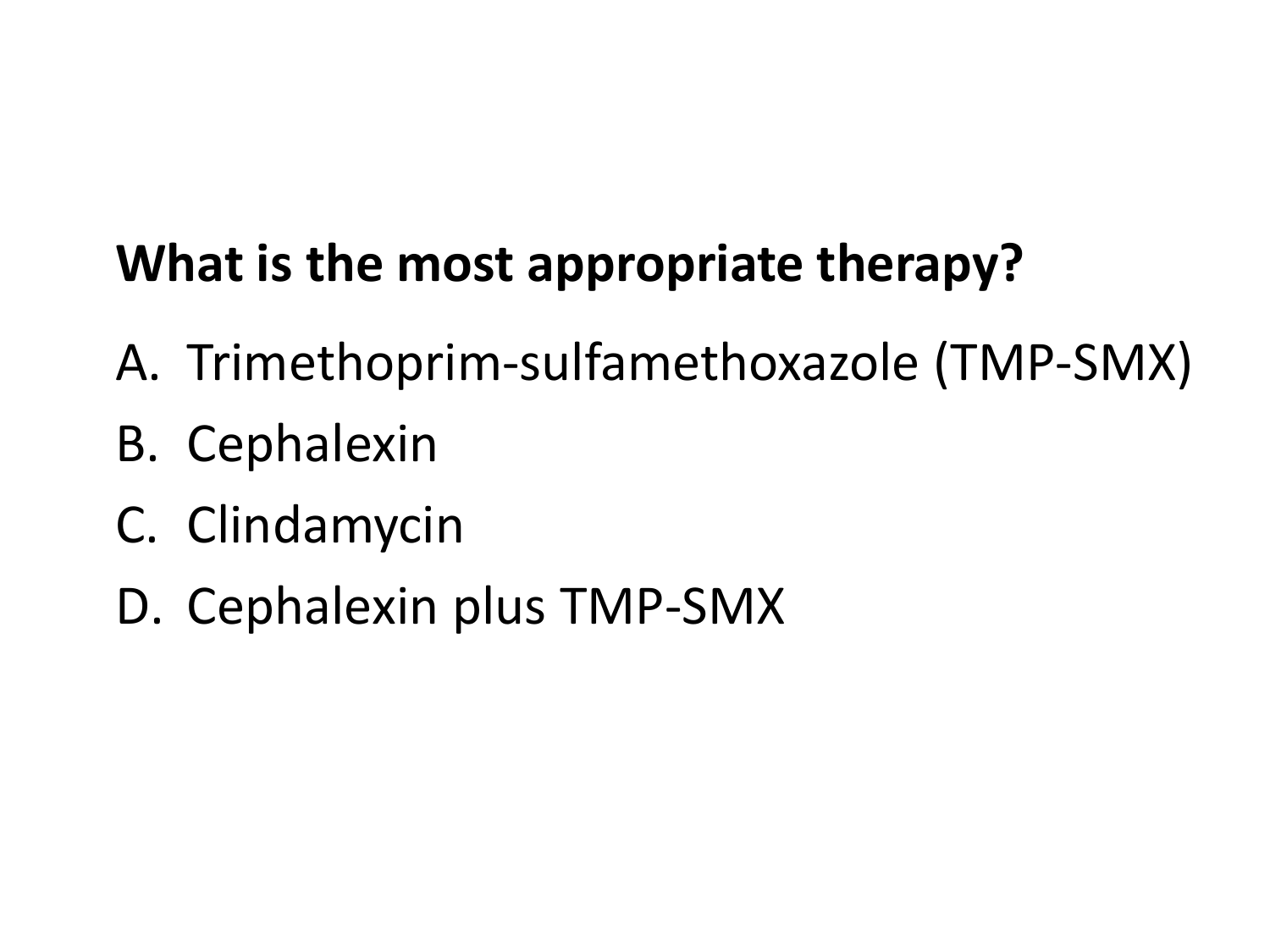**What is the most appropriate therapy?**

A. Trimethoprim-sulfamethoxazole (TMP-SMX)
B. Cephalexin
C. Clindamycin
D. Cephalexin plus TMP-SMX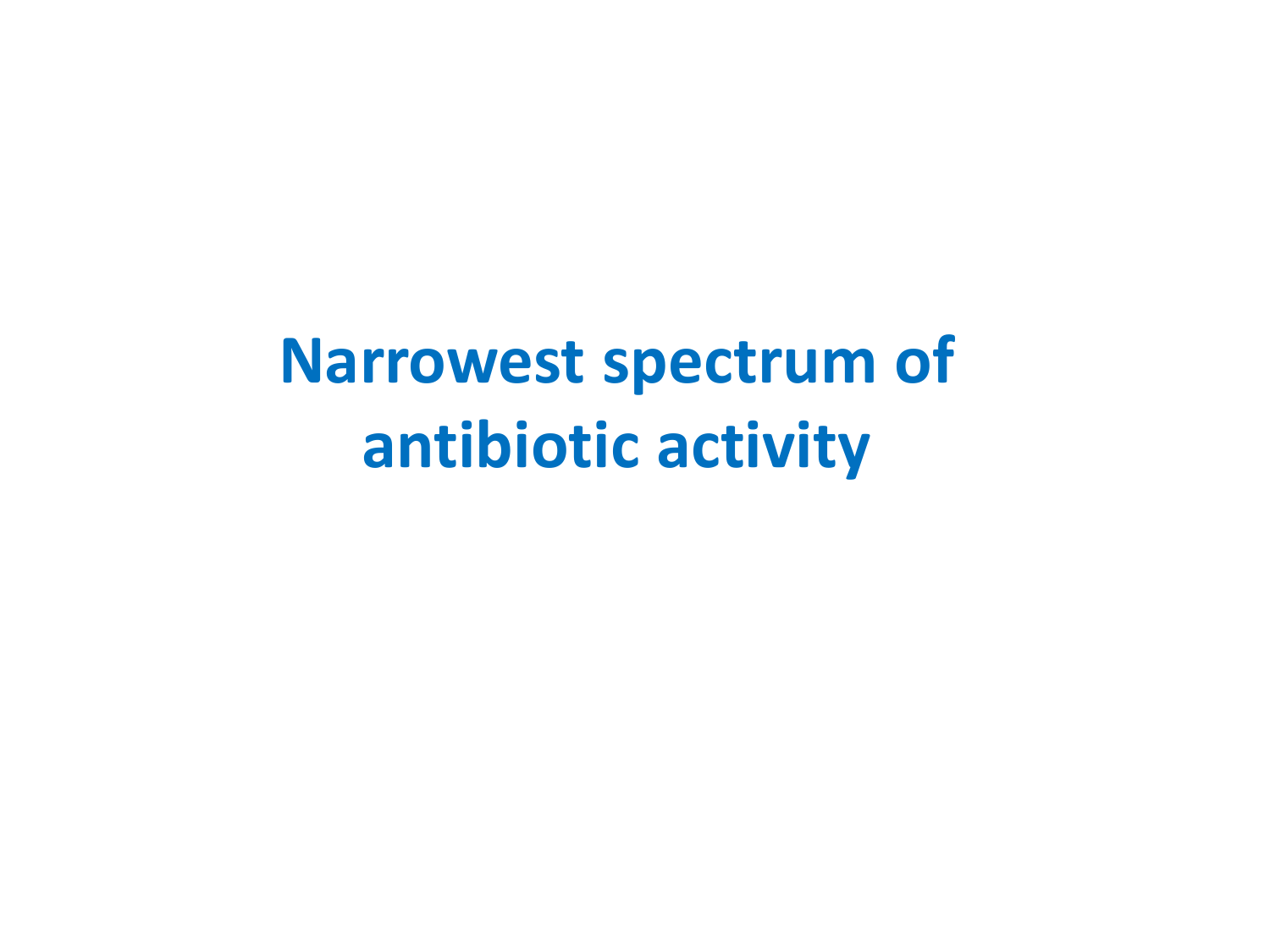# Narrowest spectrum of antibiotic activity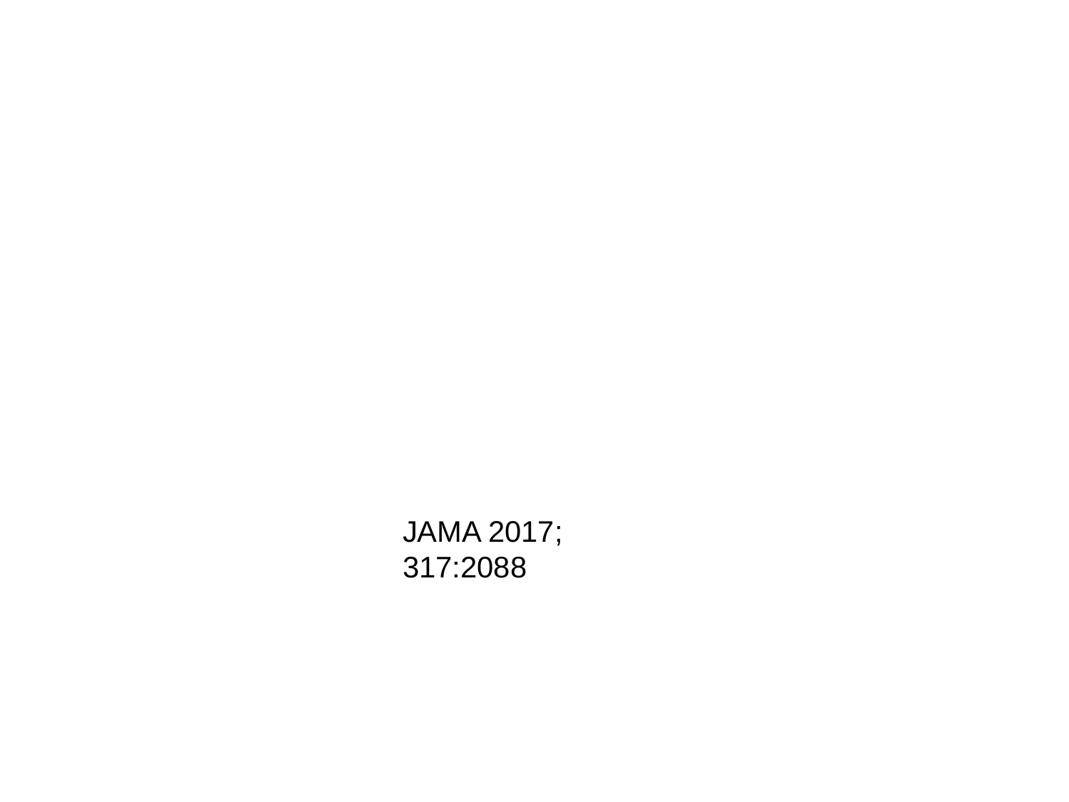JAMA 2017;
317:2088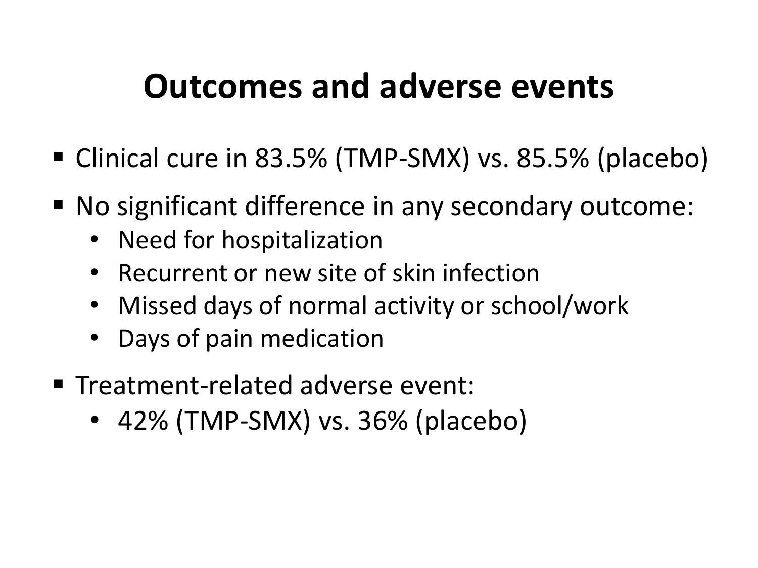# Outcomes and adverse events

- Clinical cure in 83.5% (TMP-SMX) vs. 85.5% (placebo)
- No significant difference in any secondary outcome:
  - Need for hospitalization
  - Recurrent or new site of skin infection
  - Missed days of normal activity or school/work
  - Days of pain medication
- Treatment-related adverse event:
  - 42% (TMP-SMX) vs. 36% (placebo)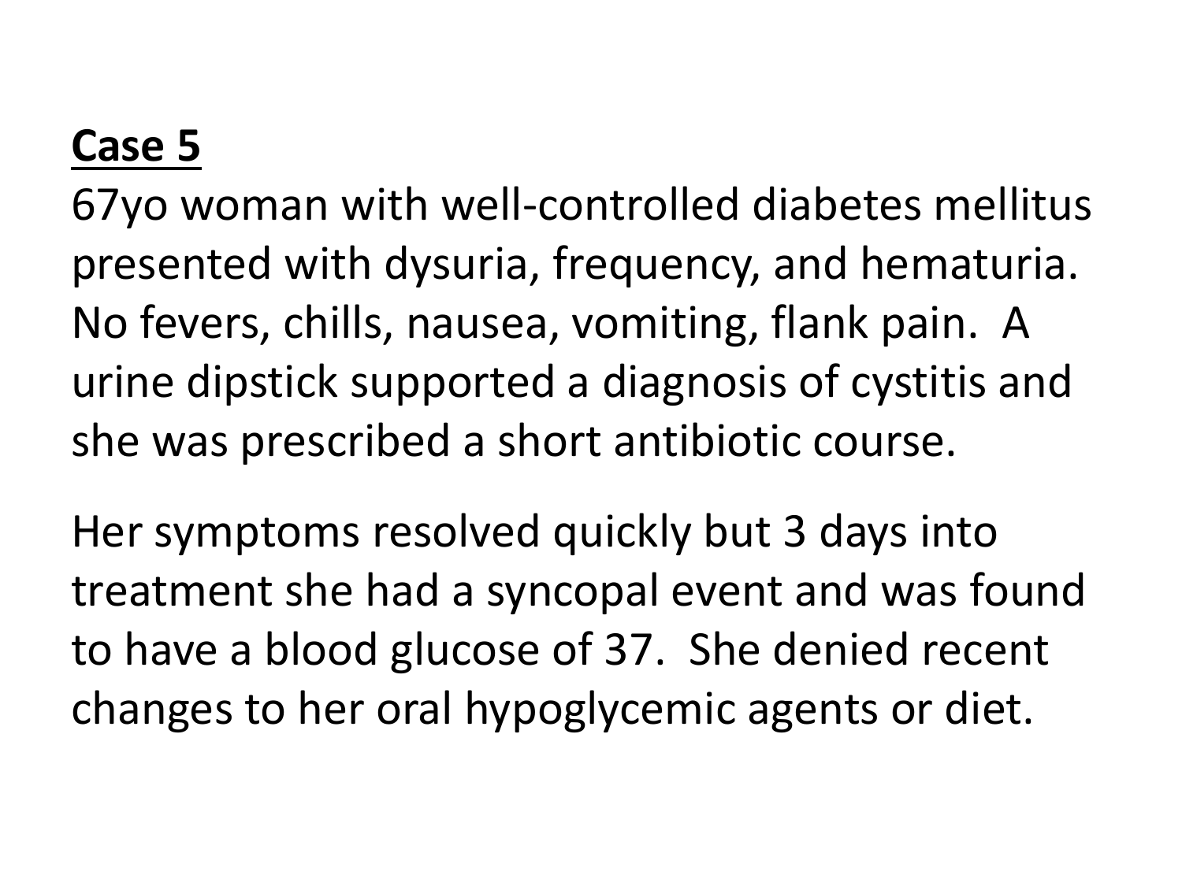**Case 5**

67yo woman with well-controlled diabetes mellitus presented with dysuria, frequency, and hematuria. No fevers, chills, nausea, vomiting, flank pain. A urine dipstick supported a diagnosis of cystitis and she was prescribed a short antibiotic course.

Her symptoms resolved quickly but 3 days into treatment she had a syncopal event and was found to have a blood glucose of 37. She denied recent changes to her oral hypoglycemic agents or diet.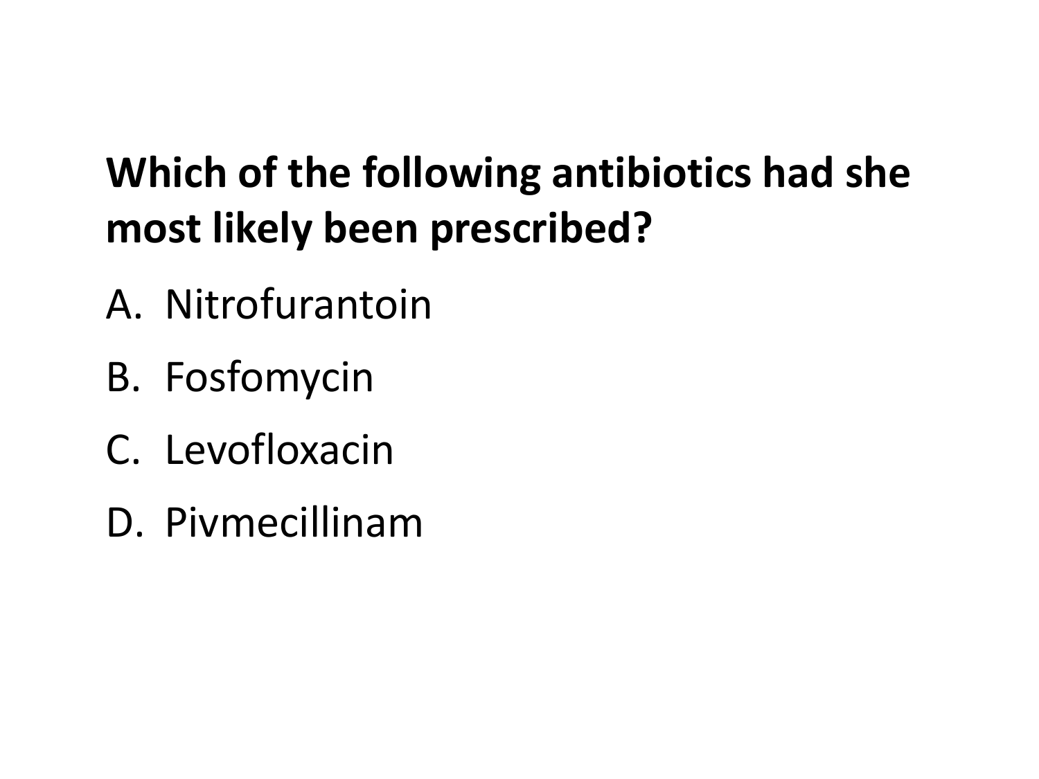**Which of the following antibiotics had she most likely been prescribed?**

A. Nitrofurantoin

B. Fosfomycin

C. Levofloxacin

D. Pivmecillinam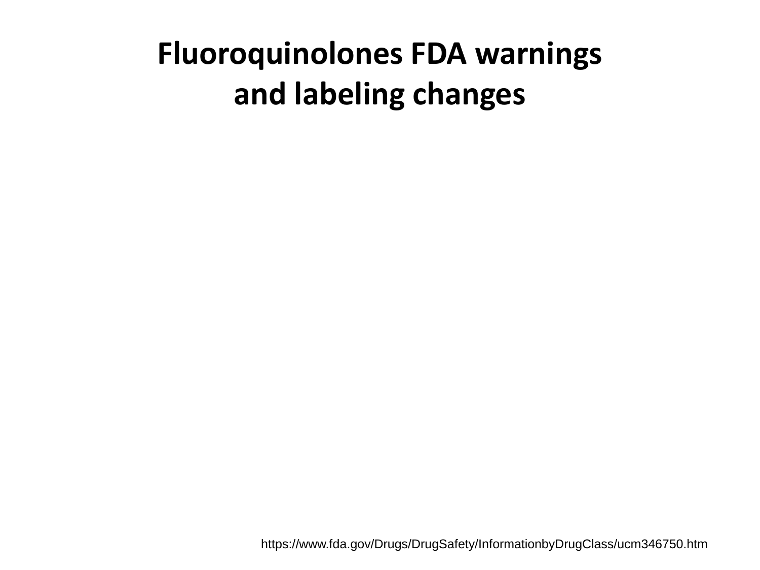# Fluoroquinolones FDA warnings and labeling changes

https://www.fda.gov/Drugs/DrugSafety/InformationbyDrugClass/ucm346750.htm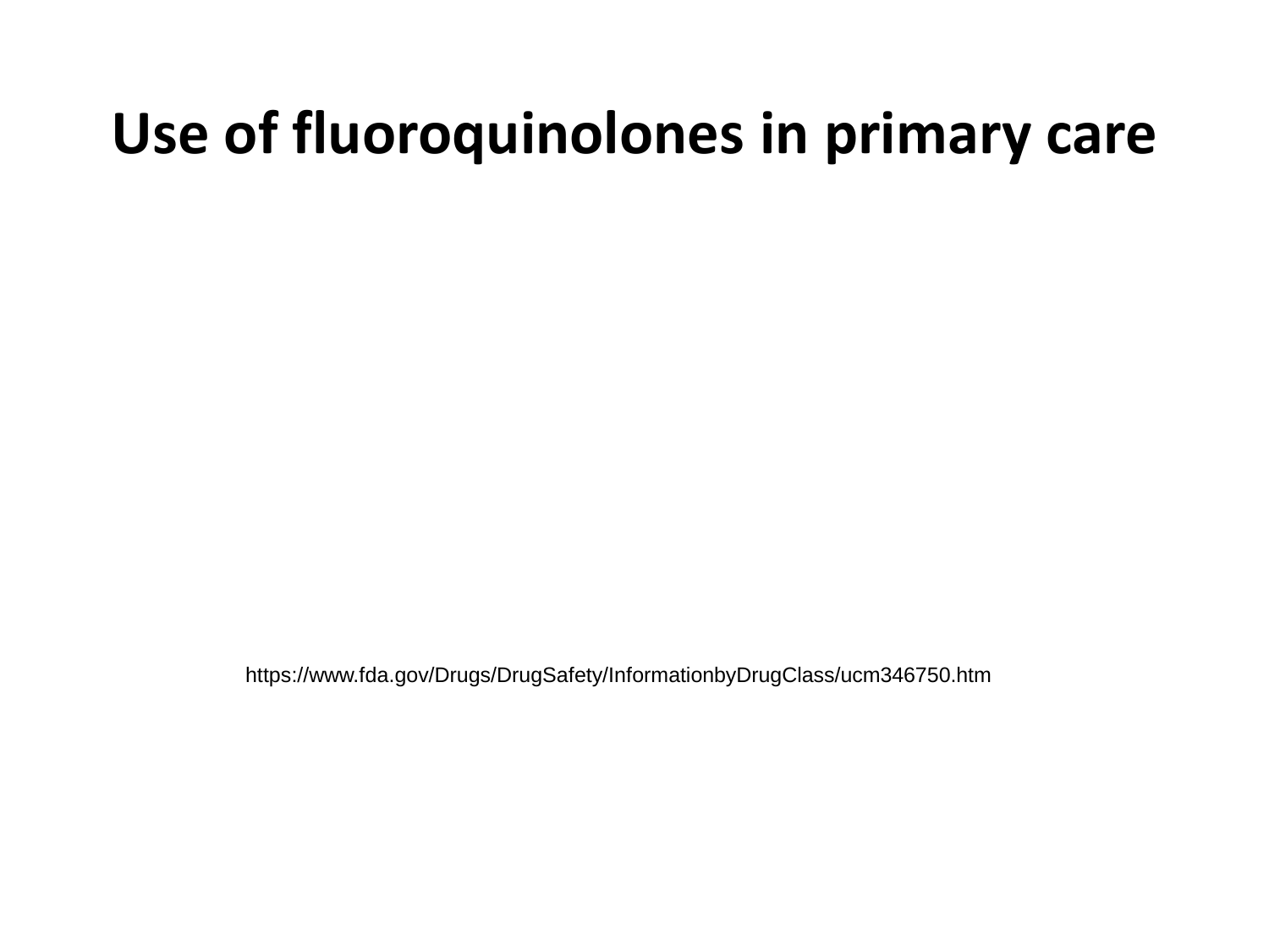# Use of fluoroquinolones in primary care

https://www.fda.gov/Drugs/DrugSafety/InformationbyDrugClass/ucm346750.htm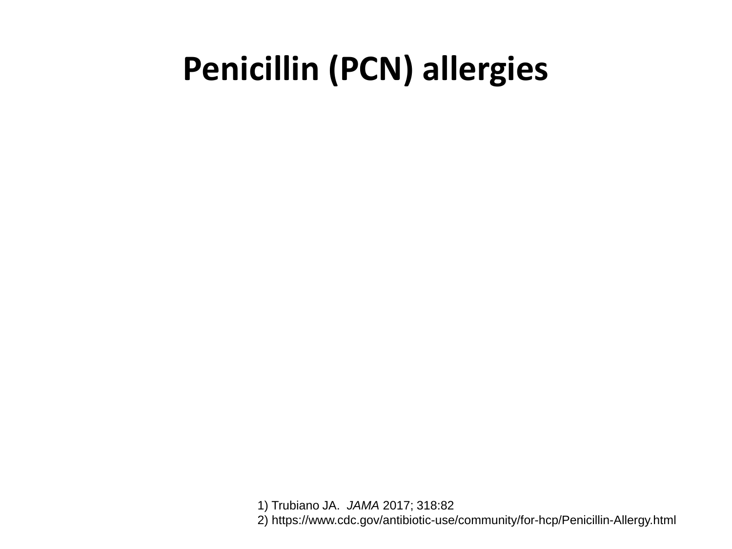# Penicillin (PCN) allergies

1) Trubiano JA. *JAMA* 2017; 318:82
2) https://www.cdc.gov/antibiotic-use/community/for-hcp/Penicillin-Allergy.html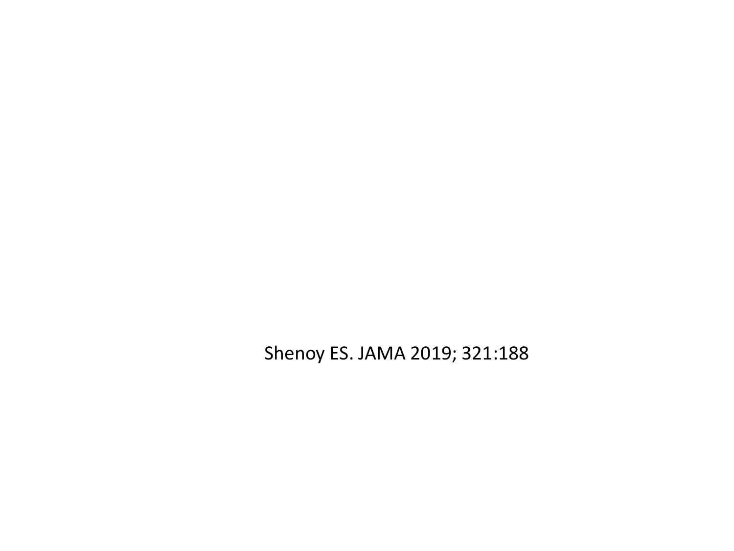Shenoy ES. JAMA 2019; 321:188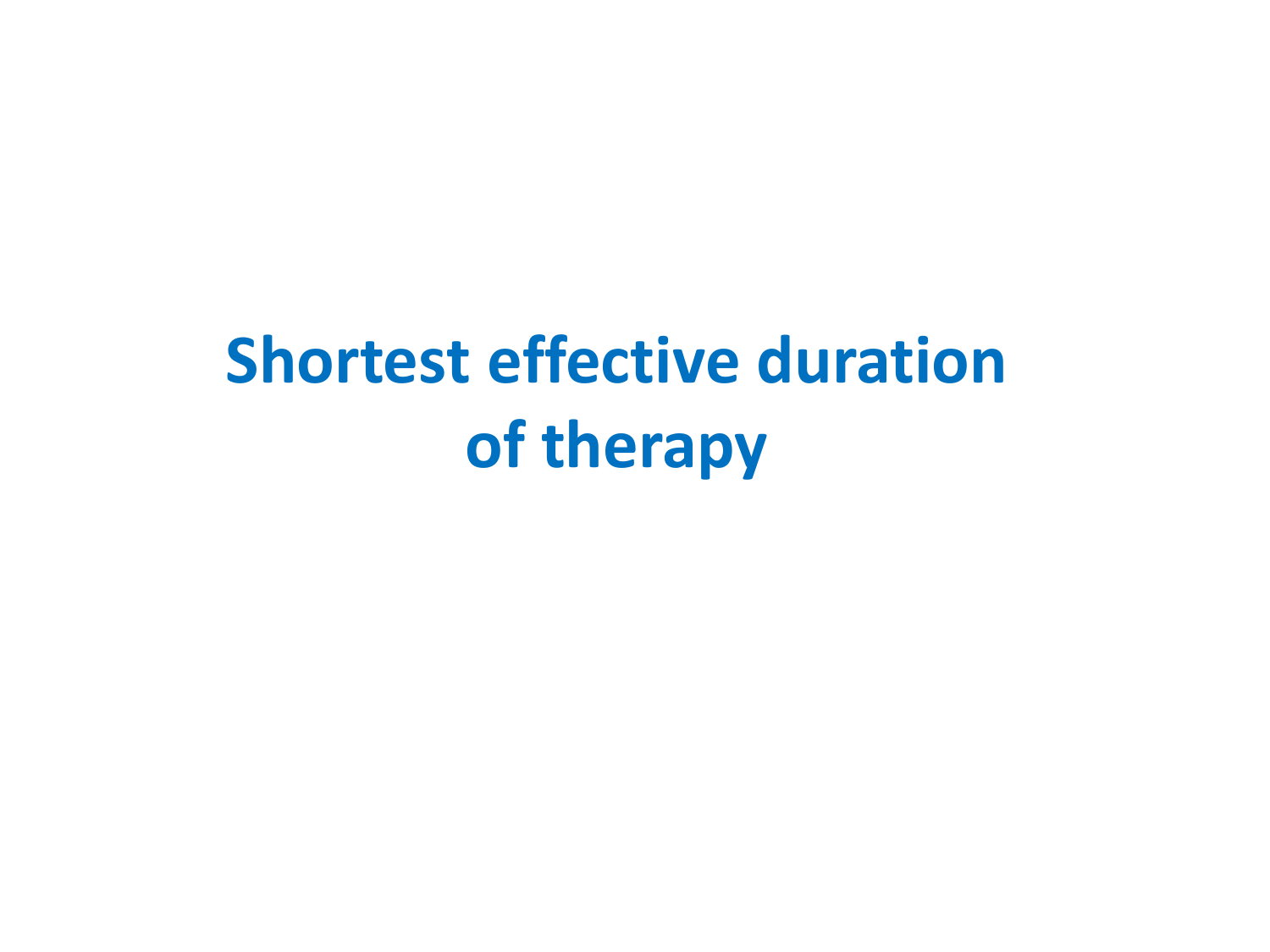# Shortest effective duration of therapy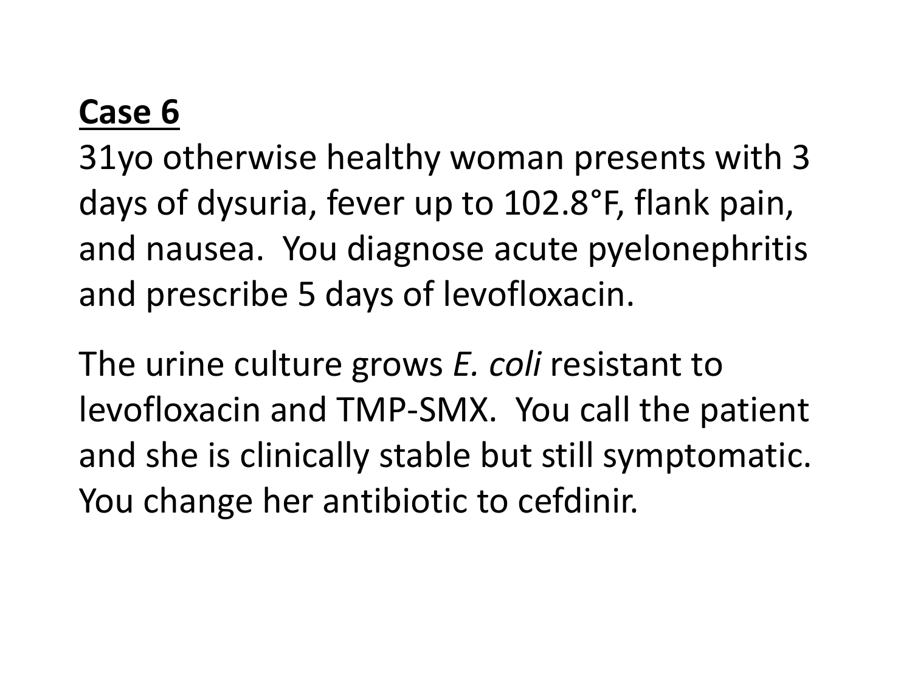## Case 6

31yo otherwise healthy woman presents with 3 days of dysuria, fever up to 102.8°F, flank pain, and nausea. You diagnose acute pyelonephritis and prescribe 5 days of levofloxacin.

The urine culture grows *E. coli* resistant to levofloxacin and TMP-SMX. You call the patient and she is clinically stable but still symptomatic. You change her antibiotic to cefdinir.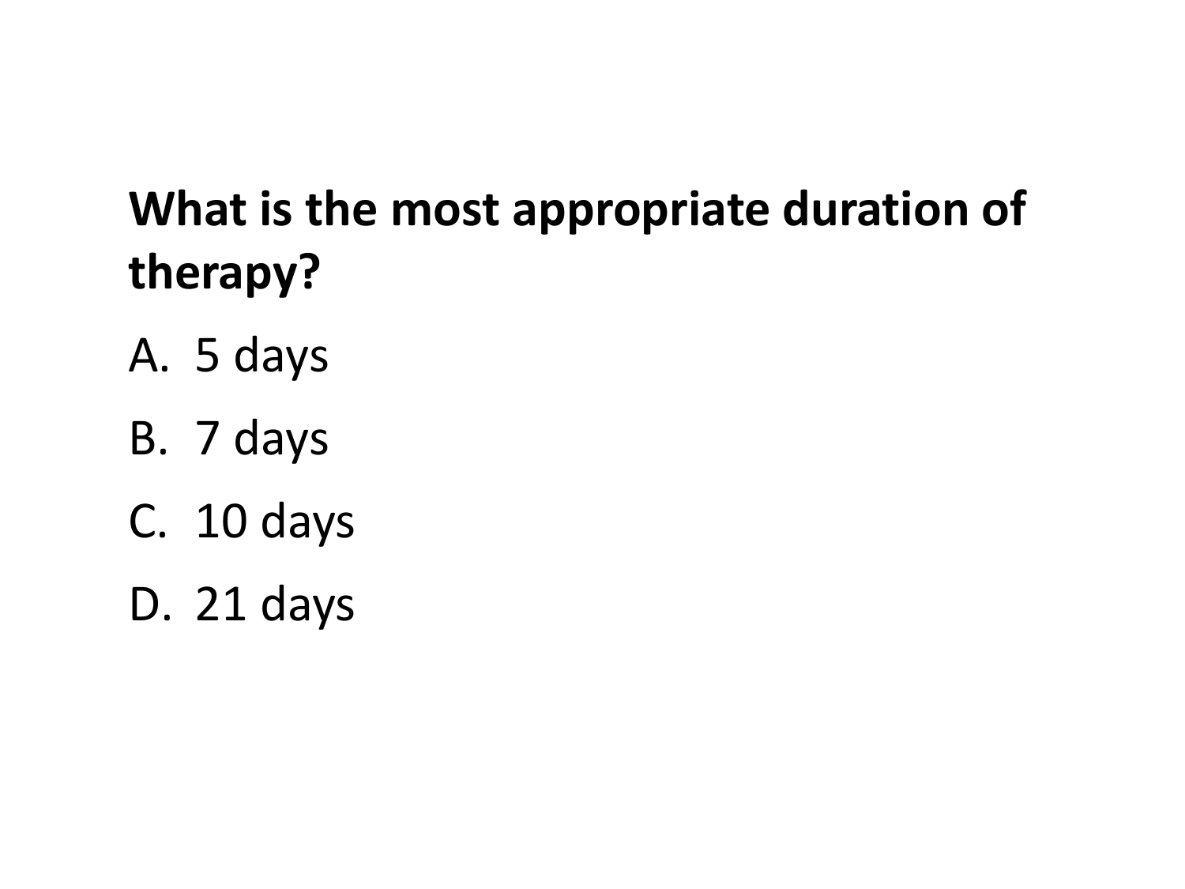**What is the most appropriate duration of therapy?**

A. 5 days

B. 7 days

C. 10 days

D. 21 days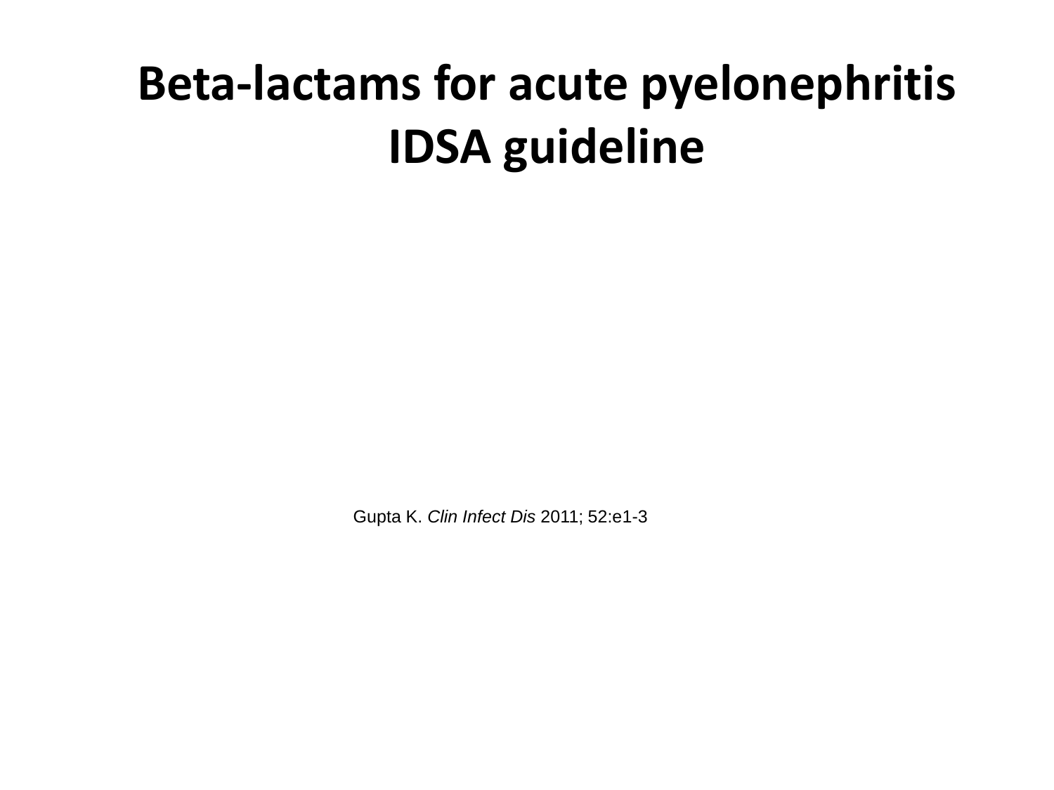# Beta-lactams for acute pyelonephritis IDSA guideline

Gupta K. *Clin Infect Dis* 2011; 52:e1-3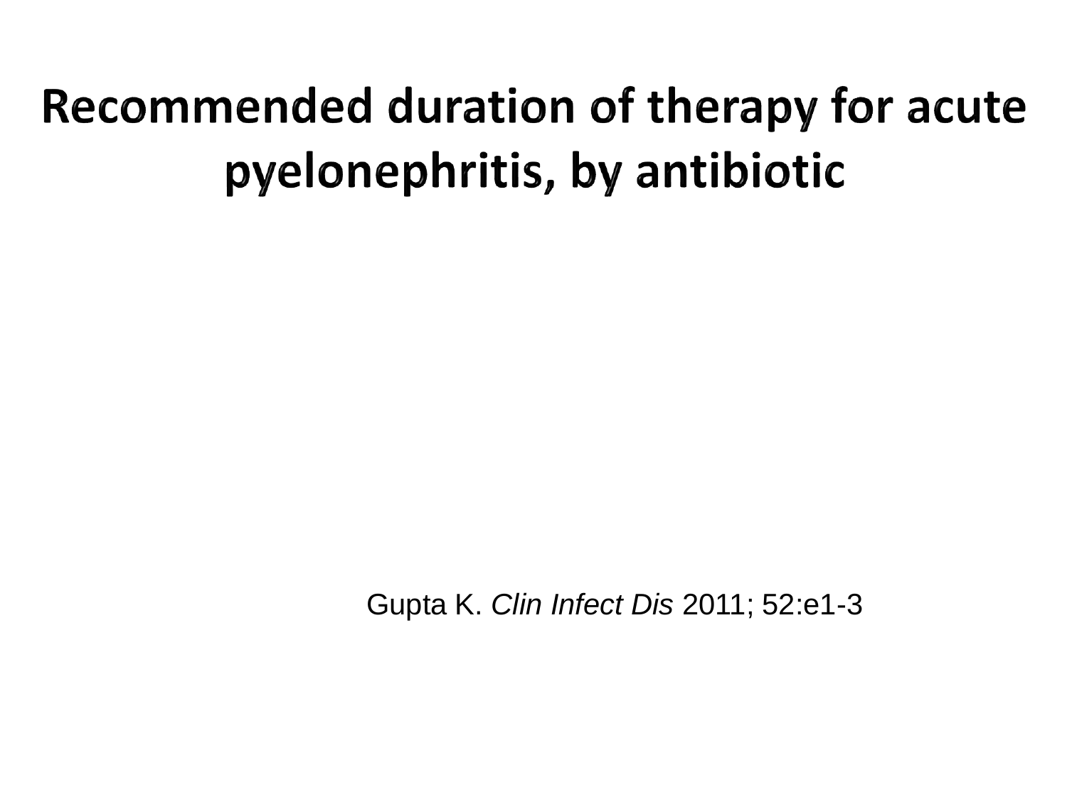# Recommended duration of therapy for acute pyelonephritis, by antibiotic

Gupta K. *Clin Infect Dis* 2011; 52:e1-3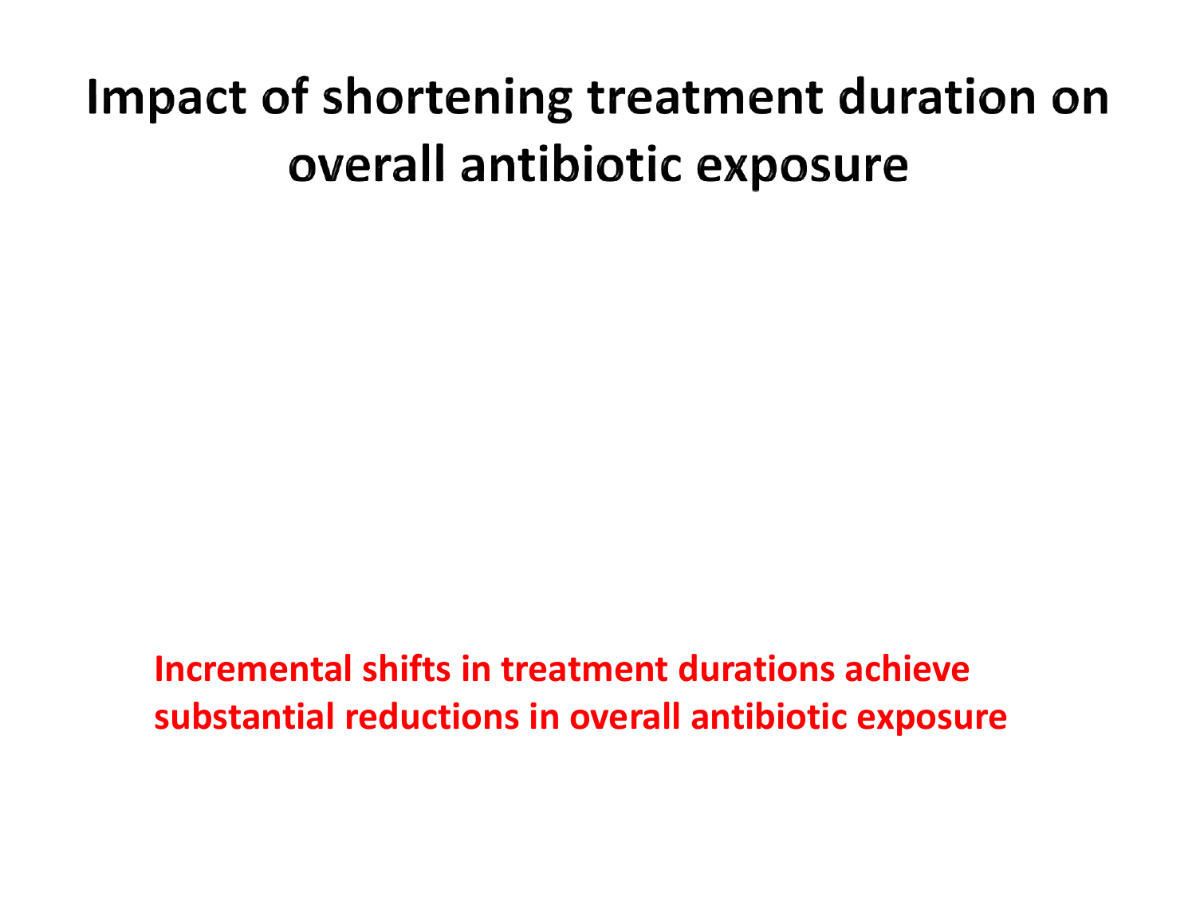# Impact of shortening treatment duration on overall antibiotic exposure

**Incremental shifts in treatment durations achieve substantial reductions in overall antibiotic exposure**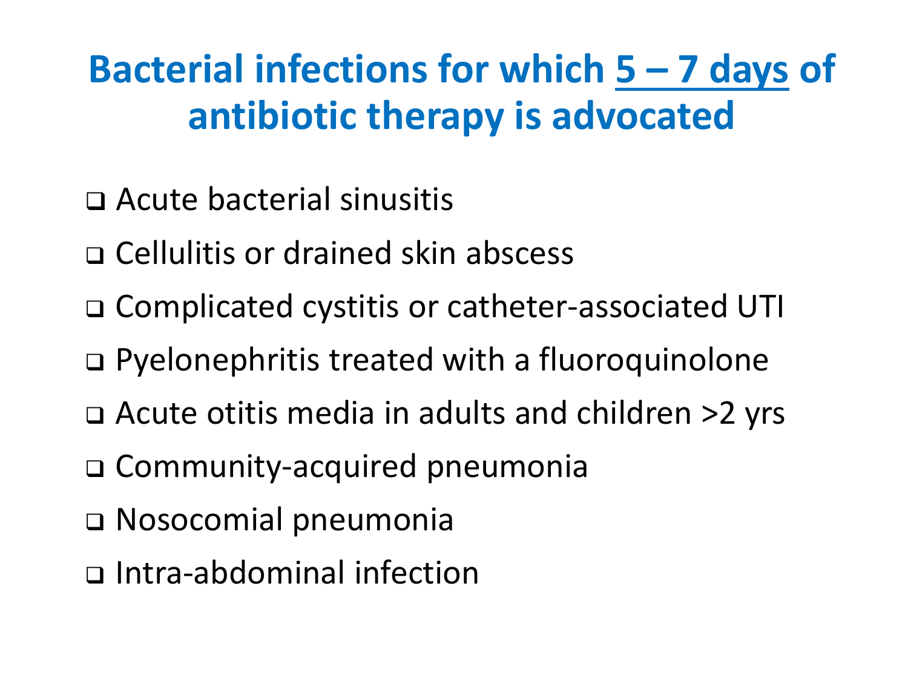# Bacterial infections for which <u>5 – 7 days</u> of antibiotic therapy is advocated

- Acute bacterial sinusitis
- Cellulitis or drained skin abscess
- Complicated cystitis or catheter-associated UTI
- Pyelonephritis treated with a fluoroquinolone
- Acute otitis media in adults and children >2 yrs
- Community-acquired pneumonia
- Nosocomial pneumonia
- Intra-abdominal infection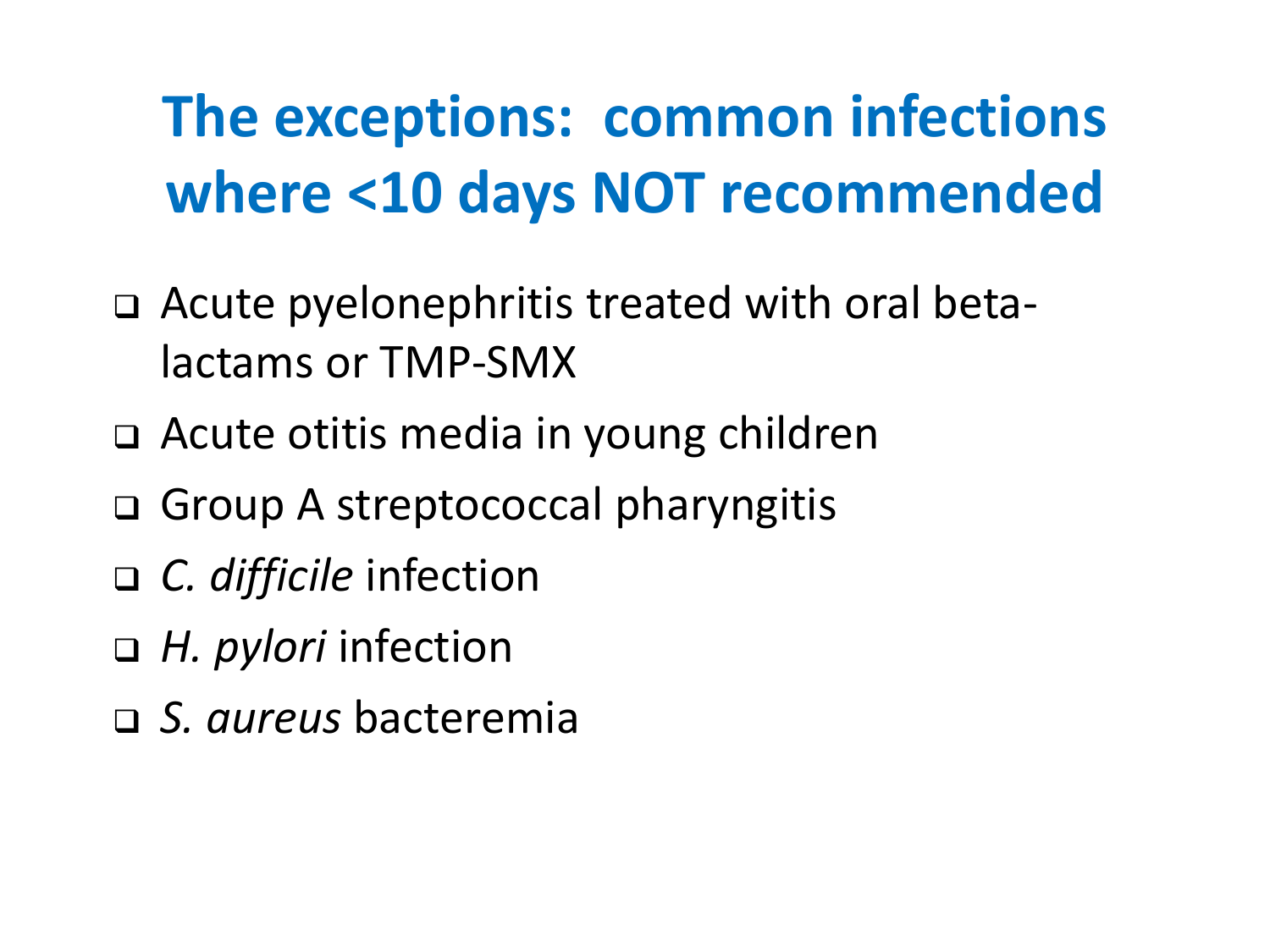# The exceptions: common infections where <10 days NOT recommended

- Acute pyelonephritis treated with oral beta-lactams or TMP-SMX
- Acute otitis media in young children
- Group A streptococcal pharyngitis
- *C. difficile* infection
- *H. pylori* infection
- *S. aureus* bacteremia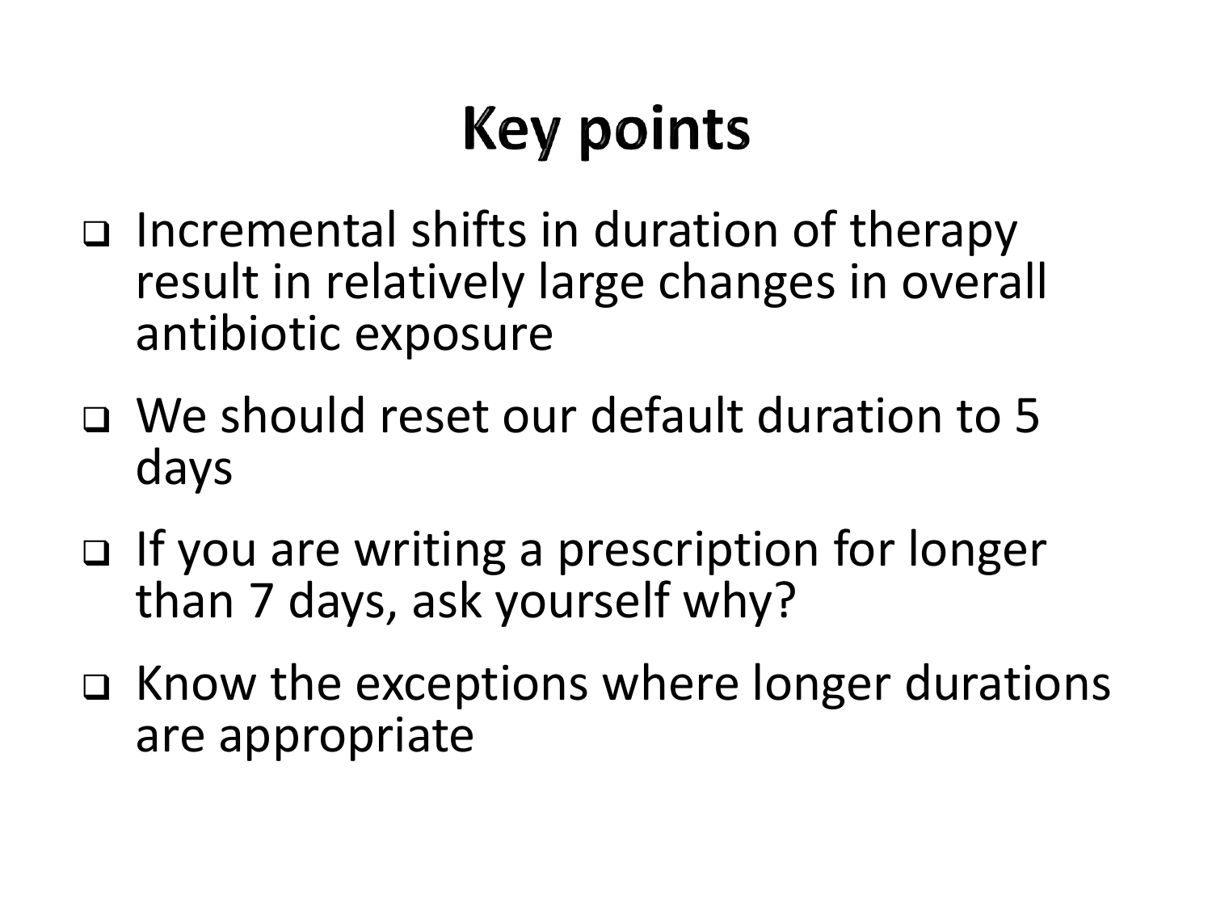# Key points

- Incremental shifts in duration of therapy result in relatively large changes in overall antibiotic exposure
- We should reset our default duration to 5 days
- If you are writing a prescription for longer than 7 days, ask yourself why?
- Know the exceptions where longer durations are appropriate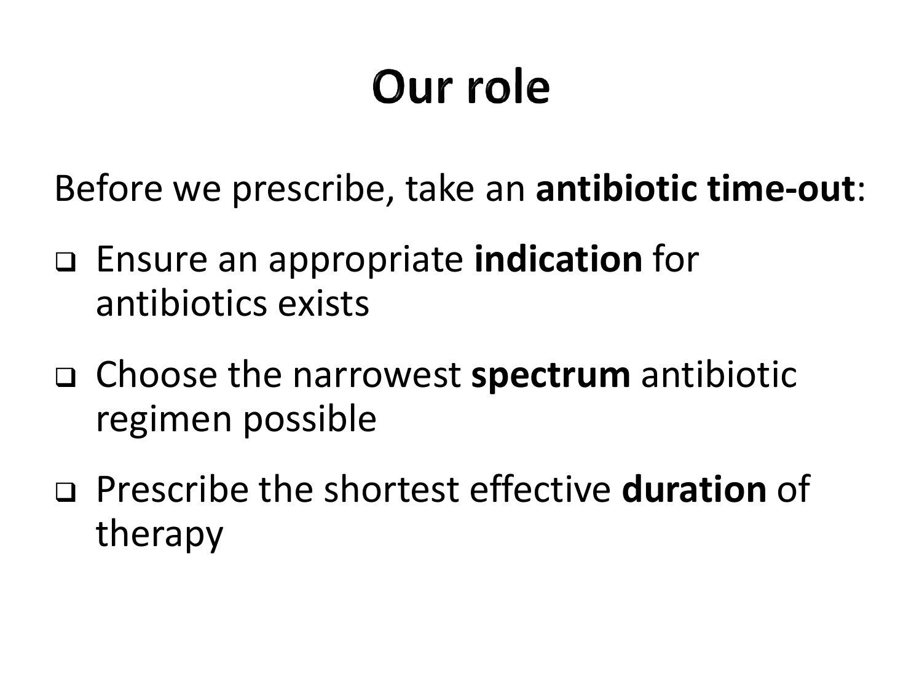# Our role

Before we prescribe, take an **antibiotic time-out**:

- Ensure an appropriate **indication** for antibiotics exists
- Choose the narrowest **spectrum** antibiotic regimen possible
- Prescribe the shortest effective **duration** of therapy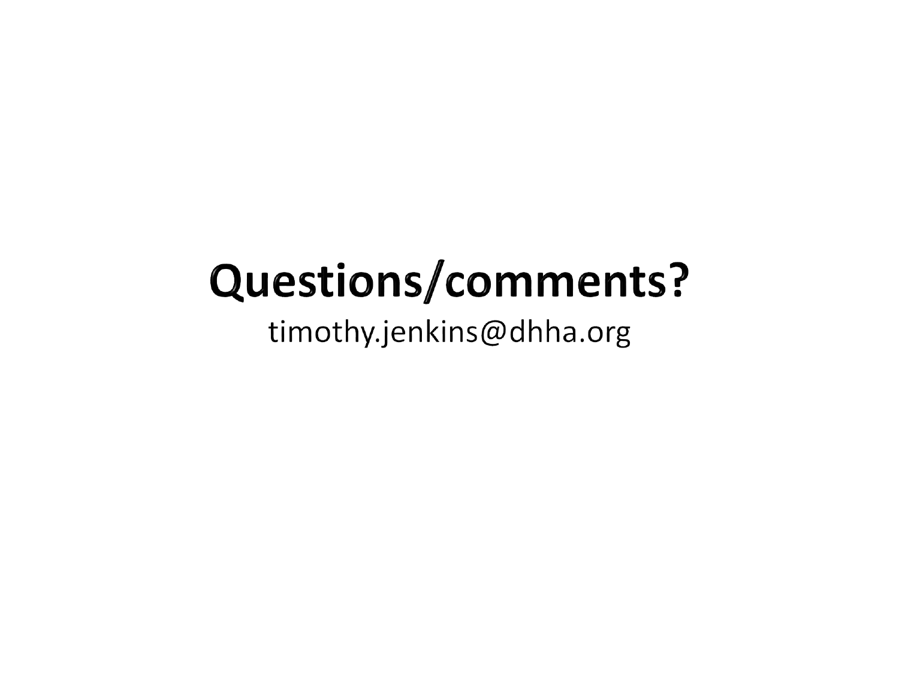# Questions/comments?

timothy.jenkins@dhha.org